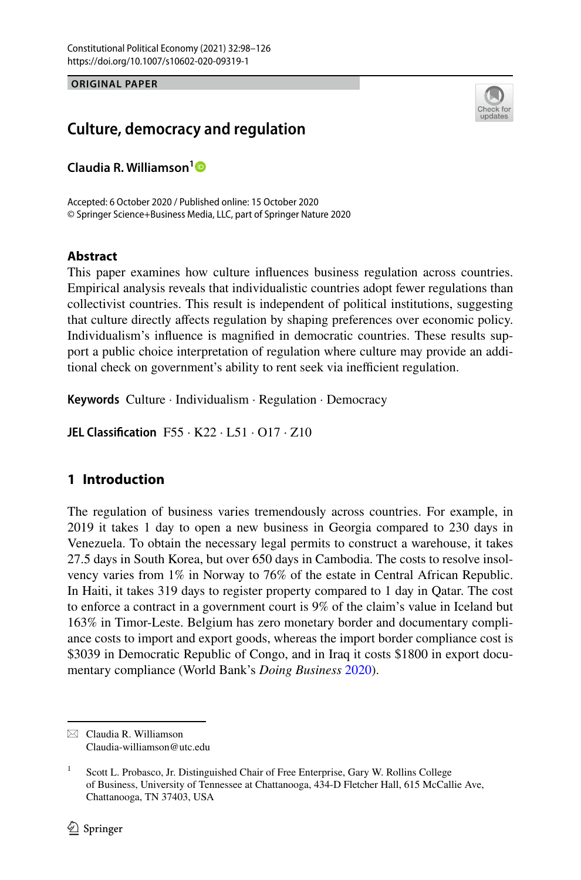ORIGINAL PAPER

# Culture, democracy and regulation

**Claudia R. Williamson**[1]

Accepted: 6 October 2020 / Published online: 15 October 2020
© Springer Science+Business Media, LLC, part of Springer Nature 2020

## Abstract

This paper examines how culture influences business regulation across countries. Empirical analysis reveals that individualistic countries adopt fewer regulations than collectivist countries. This result is independent of political institutions, suggesting that culture directly affects regulation by shaping preferences over economic policy. Individualism's influence is magnified in democratic countries. These results support a public choice interpretation of regulation where culture may provide an additional check on government's ability to rent seek via inefficient regulation.

**Keywords** Culture · Individualism · Regulation · Democracy

**JEL Classification** F55 · K22 · L51 · O17 · Z10

## 1 Introduction

The regulation of business varies tremendously across countries. For example, in 2019 it takes 1 day to open a new business in Georgia compared to 230 days in Venezuela. To obtain the necessary legal permits to construct a warehouse, it takes 27.5 days in South Korea, but over 650 days in Cambodia. The costs to resolve insolvency varies from 1% in Norway to 76% of the estate in Central African Republic. In Haiti, it takes 319 days to register property compared to 1 day in Qatar. The cost to enforce a contract in a government court is 9% of the claim's value in Iceland but 163% in Timor-Leste. Belgium has zero monetary border and documentary compliance costs to import and export goods, whereas the import border compliance cost is $3039 in Democratic Republic of Congo, and in Iraq it costs $1800 in export documentary compliance (World Bank's *Doing Business* 2020).

---

Claudia R. Williamson
Claudia-williamson@utc.edu

[1] Scott L. Probasco, Jr. Distinguished Chair of Free Enterprise, Gary W. Rollins College of Business, University of Tennessee at Chattanooga, 434-D Fletcher Hall, 615 McCallie Ave, Chattanooga, TN 37403, USA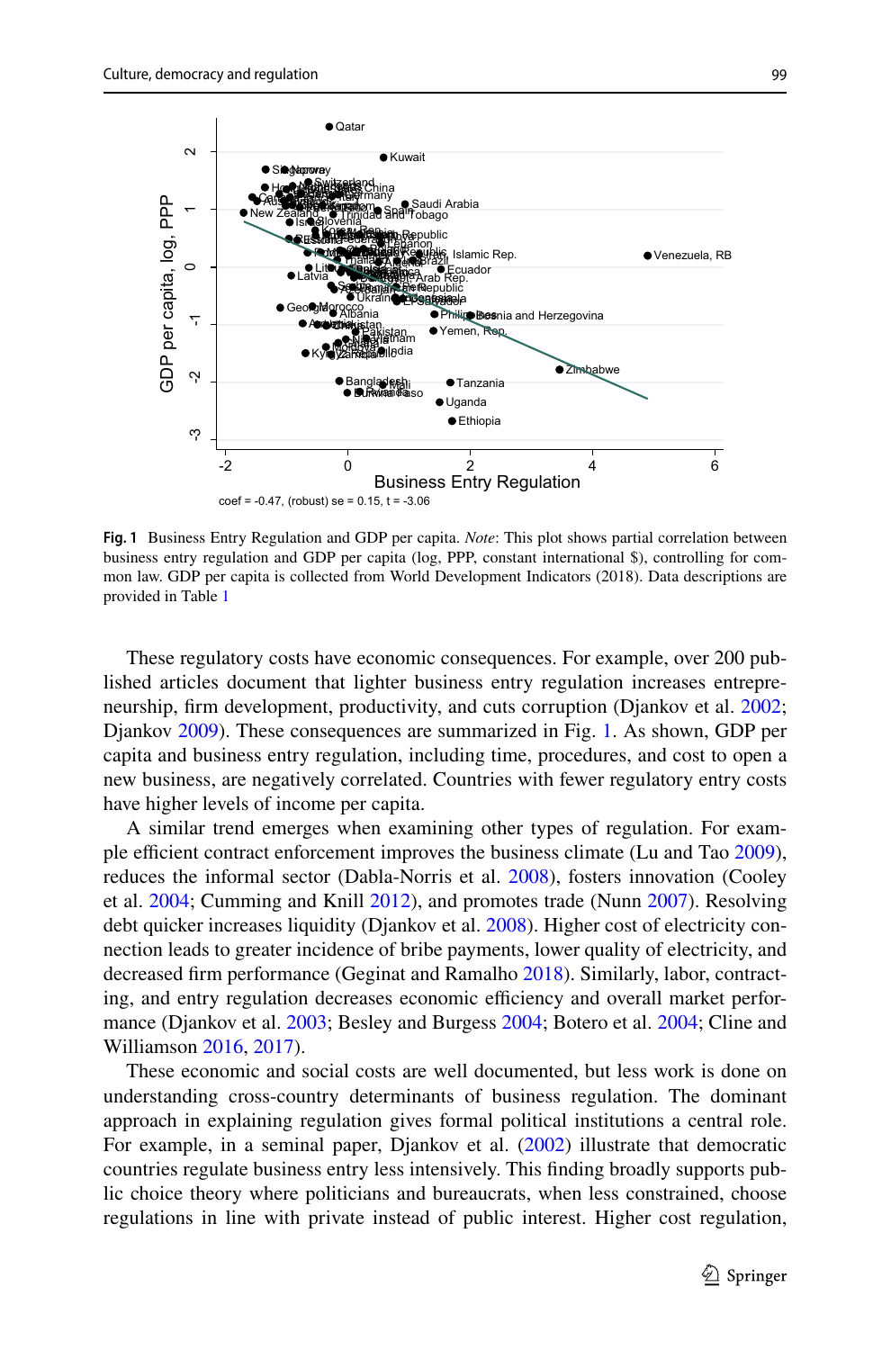**Fig. 1** Business Entry Regulation and GDP per capita. *Note*: This plot shows partial correlation between business entry regulation and GDP per capita (log, PPP, constant international $), controlling for common law. GDP per capita is collected from World Development Indicators (2018). Data descriptions are provided in Table 1

These regulatory costs have economic consequences. For example, over 200 published articles document that lighter business entry regulation increases entrepreneurship, firm development, productivity, and cuts corruption (Djankov et al. 2002; Djankov 2009). These consequences are summarized in Fig. 1. As shown, GDP per capita and business entry regulation, including time, procedures, and cost to open a new business, are negatively correlated. Countries with fewer regulatory entry costs have higher levels of income per capita.

A similar trend emerges when examining other types of regulation. For example efficient contract enforcement improves the business climate (Lu and Tao 2009), reduces the informal sector (Dabla-Norris et al. 2008), fosters innovation (Cooley et al. 2004; Cumming and Knill 2012), and promotes trade (Nunn 2007). Resolving debt quicker increases liquidity (Djankov et al. 2008). Higher cost of electricity connection leads to greater incidence of bribe payments, lower quality of electricity, and decreased firm performance (Geginat and Ramalho 2018). Similarly, labor, contracting, and entry regulation decreases economic efficiency and overall market performance (Djankov et al. 2003; Besley and Burgess 2004; Botero et al. 2004; Cline and Williamson 2016, 2017).

These economic and social costs are well documented, but less work is done on understanding cross-country determinants of business regulation. The dominant approach in explaining regulation gives formal political institutions a central role. For example, in a seminal paper, Djankov et al. (2002) illustrate that democratic countries regulate business entry less intensively. This finding broadly supports public choice theory where politicians and bureaucrats, when less constrained, choose regulations in line with private instead of public interest. Higher cost regulation,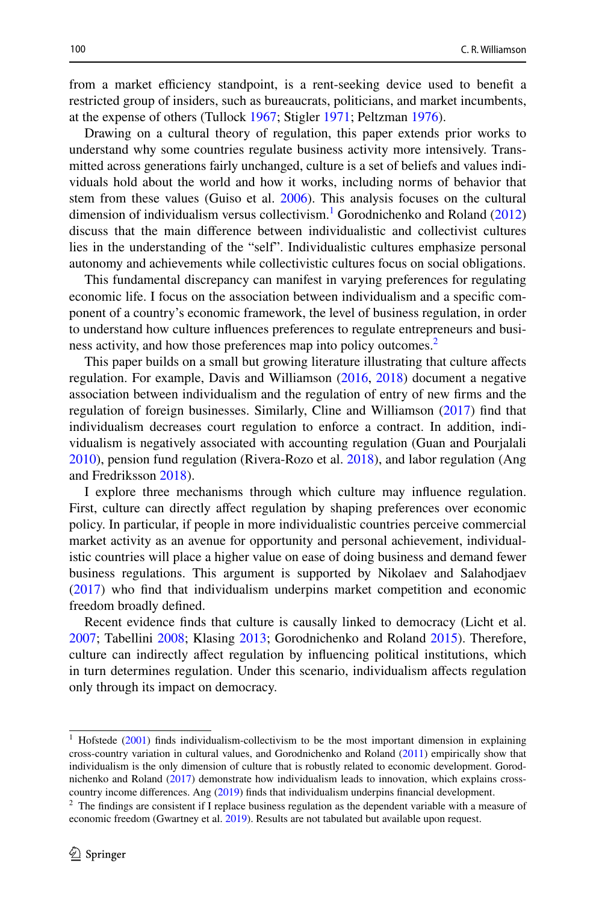from a market efficiency standpoint, is a rent-seeking device used to benefit a restricted group of insiders, such as bureaucrats, politicians, and market incumbents, at the expense of others (Tullock 1967; Stigler 1971; Peltzman 1976).

Drawing on a cultural theory of regulation, this paper extends prior works to understand why some countries regulate business activity more intensively. Transmitted across generations fairly unchanged, culture is a set of beliefs and values individuals hold about the world and how it works, including norms of behavior that stem from these values (Guiso et al. 2006). This analysis focuses on the cultural dimension of individualism versus collectivism.[1] Gorodnichenko and Roland (2012) discuss that the main difference between individualistic and collectivist cultures lies in the understanding of the "self". Individualistic cultures emphasize personal autonomy and achievements while collectivistic cultures focus on social obligations.

This fundamental discrepancy can manifest in varying preferences for regulating economic life. I focus on the association between individualism and a specific component of a country's economic framework, the level of business regulation, in order to understand how culture influences preferences to regulate entrepreneurs and business activity, and how those preferences map into policy outcomes.[2]

This paper builds on a small but growing literature illustrating that culture affects regulation. For example, Davis and Williamson (2016, 2018) document a negative association between individualism and the regulation of entry of new firms and the regulation of foreign businesses. Similarly, Cline and Williamson (2017) find that individualism decreases court regulation to enforce a contract. In addition, individualism is negatively associated with accounting regulation (Guan and Pourjalali 2010), pension fund regulation (Rivera-Rozo et al. 2018), and labor regulation (Ang and Fredriksson 2018).

I explore three mechanisms through which culture may influence regulation. First, culture can directly affect regulation by shaping preferences over economic policy. In particular, if people in more individualistic countries perceive commercial market activity as an avenue for opportunity and personal achievement, individualistic countries will place a higher value on ease of doing business and demand fewer business regulations. This argument is supported by Nikolaev and Salahodjaev (2017) who find that individualism underpins market competition and economic freedom broadly defined.

Recent evidence finds that culture is causally linked to democracy (Licht et al. 2007; Tabellini 2008; Klasing 2013; Gorodnichenko and Roland 2015). Therefore, culture can indirectly affect regulation by influencing political institutions, which in turn determines regulation. Under this scenario, individualism affects regulation only through its impact on democracy.

---

[1] Hofstede (2001) finds individualism-collectivism to be the most important dimension in explaining cross-country variation in cultural values, and Gorodnichenko and Roland (2011) empirically show that individualism is the only dimension of culture that is robustly related to economic development. Gorodnichenko and Roland (2017) demonstrate how individualism leads to innovation, which explains cross-country income differences. Ang (2019) finds that individualism underpins financial development.

[2] The findings are consistent if I replace business regulation as the dependent variable with a measure of economic freedom (Gwartney et al. 2019). Results are not tabulated but available upon request.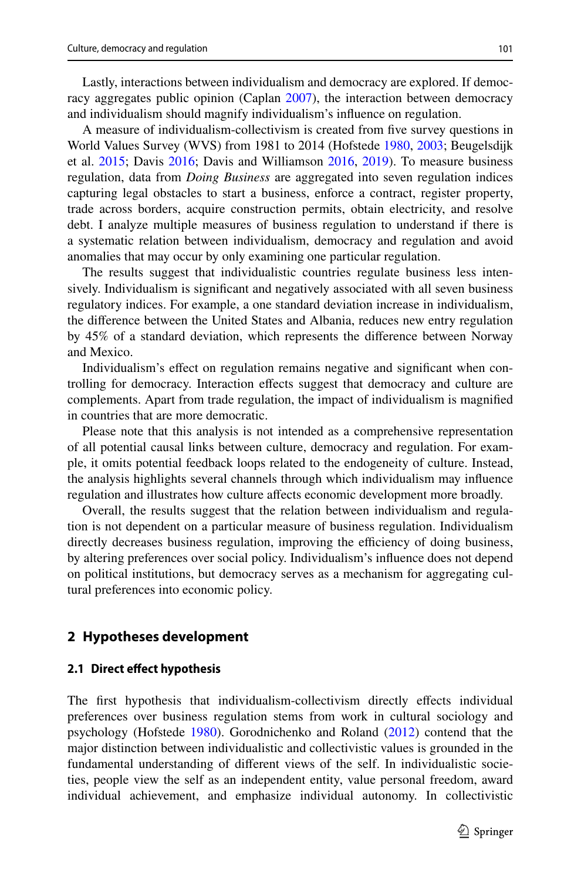Lastly, interactions between individualism and democracy are explored. If democracy aggregates public opinion (Caplan 2007), the interaction between democracy and individualism should magnify individualism's influence on regulation.

A measure of individualism-collectivism is created from five survey questions in World Values Survey (WVS) from 1981 to 2014 (Hofstede 1980, 2003; Beugelsdijk et al. 2015; Davis 2016; Davis and Williamson 2016, 2019). To measure business regulation, data from *Doing Business* are aggregated into seven regulation indices capturing legal obstacles to start a business, enforce a contract, register property, trade across borders, acquire construction permits, obtain electricity, and resolve debt. I analyze multiple measures of business regulation to understand if there is a systematic relation between individualism, democracy and regulation and avoid anomalies that may occur by only examining one particular regulation.

The results suggest that individualistic countries regulate business less intensively. Individualism is significant and negatively associated with all seven business regulatory indices. For example, a one standard deviation increase in individualism, the difference between the United States and Albania, reduces new entry regulation by 45% of a standard deviation, which represents the difference between Norway and Mexico.

Individualism's effect on regulation remains negative and significant when controlling for democracy. Interaction effects suggest that democracy and culture are complements. Apart from trade regulation, the impact of individualism is magnified in countries that are more democratic.

Please note that this analysis is not intended as a comprehensive representation of all potential causal links between culture, democracy and regulation. For example, it omits potential feedback loops related to the endogeneity of culture. Instead, the analysis highlights several channels through which individualism may influence regulation and illustrates how culture affects economic development more broadly.

Overall, the results suggest that the relation between individualism and regulation is not dependent on a particular measure of business regulation. Individualism directly decreases business regulation, improving the efficiency of doing business, by altering preferences over social policy. Individualism's influence does not depend on political institutions, but democracy serves as a mechanism for aggregating cultural preferences into economic policy.

## 2 Hypotheses development

### 2.1 Direct effect hypothesis

The first hypothesis that individualism-collectivism directly effects individual preferences over business regulation stems from work in cultural sociology and psychology (Hofstede 1980). Gorodnichenko and Roland (2012) contend that the major distinction between individualistic and collectivistic values is grounded in the fundamental understanding of different views of the self. In individualistic societies, people view the self as an independent entity, value personal freedom, award individual achievement, and emphasize individual autonomy. In collectivistic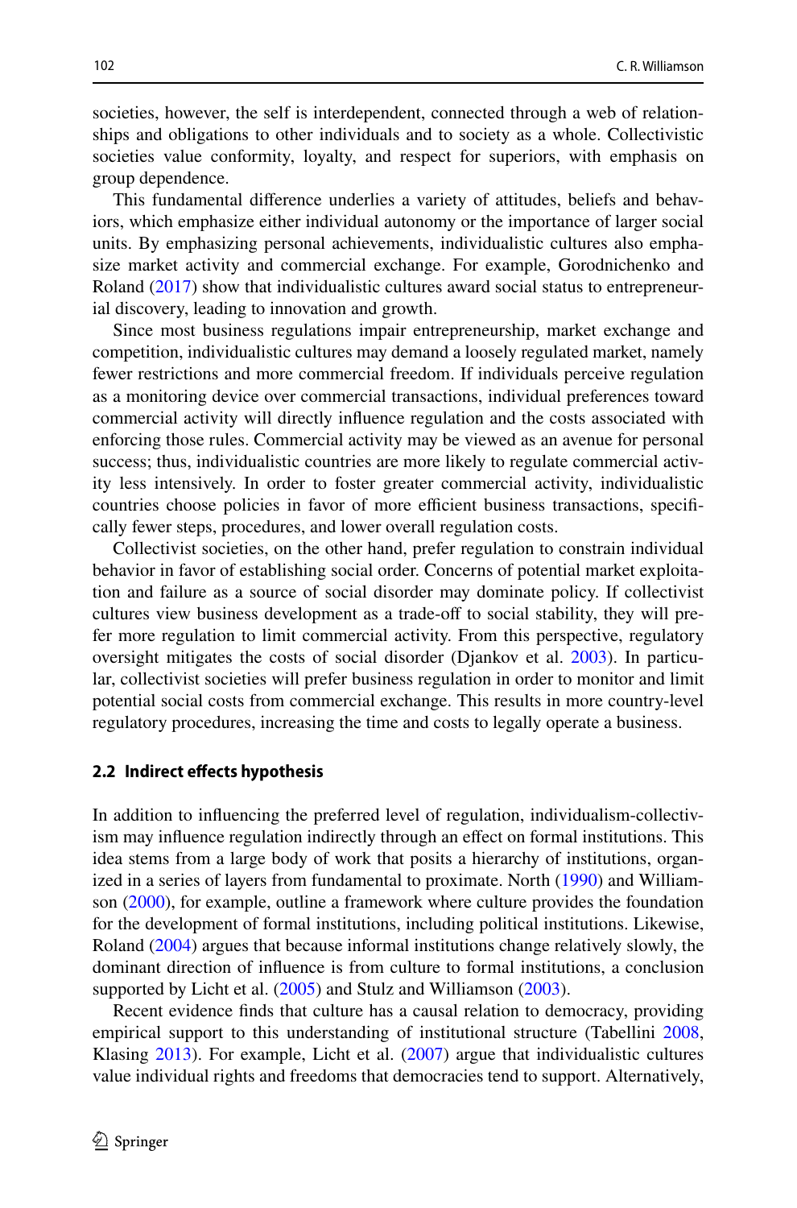societies, however, the self is interdependent, connected through a web of relationships and obligations to other individuals and to society as a whole. Collectivistic societies value conformity, loyalty, and respect for superiors, with emphasis on group dependence.

This fundamental difference underlies a variety of attitudes, beliefs and behaviors, which emphasize either individual autonomy or the importance of larger social units. By emphasizing personal achievements, individualistic cultures also emphasize market activity and commercial exchange. For example, Gorodnichenko and Roland (2017) show that individualistic cultures award social status to entrepreneurial discovery, leading to innovation and growth.

Since most business regulations impair entrepreneurship, market exchange and competition, individualistic cultures may demand a loosely regulated market, namely fewer restrictions and more commercial freedom. If individuals perceive regulation as a monitoring device over commercial transactions, individual preferences toward commercial activity will directly influence regulation and the costs associated with enforcing those rules. Commercial activity may be viewed as an avenue for personal success; thus, individualistic countries are more likely to regulate commercial activity less intensively. In order to foster greater commercial activity, individualistic countries choose policies in favor of more efficient business transactions, specifically fewer steps, procedures, and lower overall regulation costs.

Collectivist societies, on the other hand, prefer regulation to constrain individual behavior in favor of establishing social order. Concerns of potential market exploitation and failure as a source of social disorder may dominate policy. If collectivist cultures view business development as a trade-off to social stability, they will prefer more regulation to limit commercial activity. From this perspective, regulatory oversight mitigates the costs of social disorder (Djankov et al. 2003). In particular, collectivist societies will prefer business regulation in order to monitor and limit potential social costs from commercial exchange. This results in more country-level regulatory procedures, increasing the time and costs to legally operate a business.

### 2.2 Indirect effects hypothesis

In addition to influencing the preferred level of regulation, individualism-collectivism may influence regulation indirectly through an effect on formal institutions. This idea stems from a large body of work that posits a hierarchy of institutions, organized in a series of layers from fundamental to proximate. North (1990) and Williamson (2000), for example, outline a framework where culture provides the foundation for the development of formal institutions, including political institutions. Likewise, Roland (2004) argues that because informal institutions change relatively slowly, the dominant direction of influence is from culture to formal institutions, a conclusion supported by Licht et al. (2005) and Stulz and Williamson (2003).

Recent evidence finds that culture has a causal relation to democracy, providing empirical support to this understanding of institutional structure (Tabellini 2008, Klasing 2013). For example, Licht et al. (2007) argue that individualistic cultures value individual rights and freedoms that democracies tend to support. Alternatively,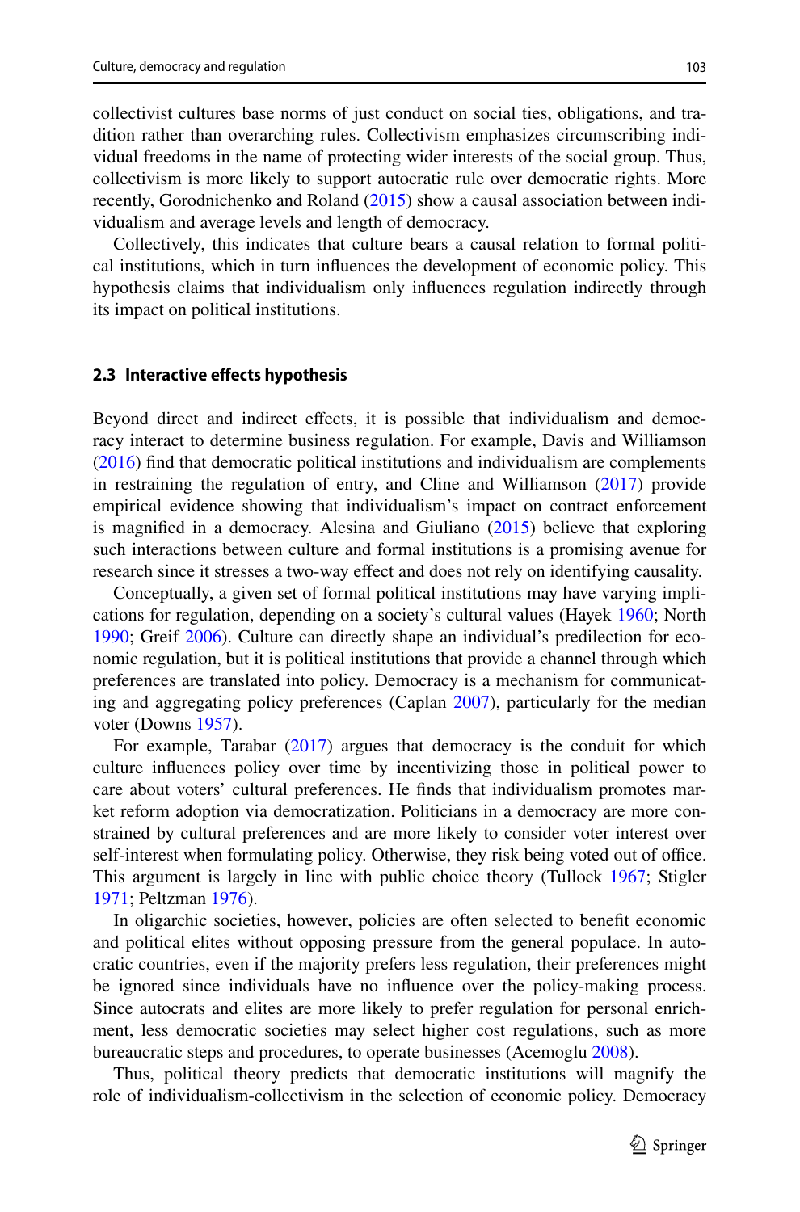collectivist cultures base norms of just conduct on social ties, obligations, and tradition rather than overarching rules. Collectivism emphasizes circumscribing individual freedoms in the name of protecting wider interests of the social group. Thus, collectivism is more likely to support autocratic rule over democratic rights. More recently, Gorodnichenko and Roland (2015) show a causal association between individualism and average levels and length of democracy.

Collectively, this indicates that culture bears a causal relation to formal political institutions, which in turn influences the development of economic policy. This hypothesis claims that individualism only influences regulation indirectly through its impact on political institutions.

### 2.3 Interactive effects hypothesis

Beyond direct and indirect effects, it is possible that individualism and democracy interact to determine business regulation. For example, Davis and Williamson (2016) find that democratic political institutions and individualism are complements in restraining the regulation of entry, and Cline and Williamson (2017) provide empirical evidence showing that individualism's impact on contract enforcement is magnified in a democracy. Alesina and Giuliano (2015) believe that exploring such interactions between culture and formal institutions is a promising avenue for research since it stresses a two-way effect and does not rely on identifying causality.

Conceptually, a given set of formal political institutions may have varying implications for regulation, depending on a society's cultural values (Hayek 1960; North 1990; Greif 2006). Culture can directly shape an individual's predilection for economic regulation, but it is political institutions that provide a channel through which preferences are translated into policy. Democracy is a mechanism for communicating and aggregating policy preferences (Caplan 2007), particularly for the median voter (Downs 1957).

For example, Tarabar (2017) argues that democracy is the conduit for which culture influences policy over time by incentivizing those in political power to care about voters' cultural preferences. He finds that individualism promotes market reform adoption via democratization. Politicians in a democracy are more constrained by cultural preferences and are more likely to consider voter interest over self-interest when formulating policy. Otherwise, they risk being voted out of office. This argument is largely in line with public choice theory (Tullock 1967; Stigler 1971; Peltzman 1976).

In oligarchic societies, however, policies are often selected to benefit economic and political elites without opposing pressure from the general populace. In autocratic countries, even if the majority prefers less regulation, their preferences might be ignored since individuals have no influence over the policy-making process. Since autocrats and elites are more likely to prefer regulation for personal enrichment, less democratic societies may select higher cost regulations, such as more bureaucratic steps and procedures, to operate businesses (Acemoglu 2008).

Thus, political theory predicts that democratic institutions will magnify the role of individualism-collectivism in the selection of economic policy. Democracy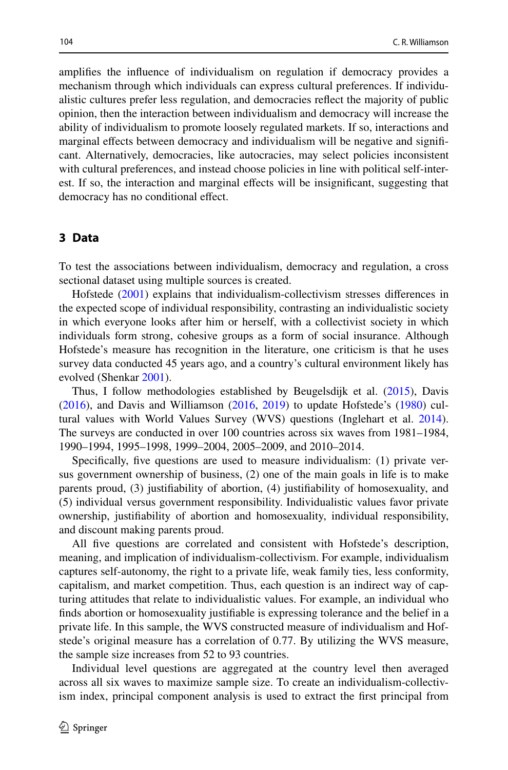amplifies the influence of individualism on regulation if democracy provides a mechanism through which individuals can express cultural preferences. If individualistic cultures prefer less regulation, and democracies reflect the majority of public opinion, then the interaction between individualism and democracy will increase the ability of individualism to promote loosely regulated markets. If so, interactions and marginal effects between democracy and individualism will be negative and significant. Alternatively, democracies, like autocracies, may select policies inconsistent with cultural preferences, and instead choose policies in line with political self-interest. If so, the interaction and marginal effects will be insignificant, suggesting that democracy has no conditional effect.

## 3 Data

To test the associations between individualism, democracy and regulation, a cross sectional dataset using multiple sources is created.

Hofstede (2001) explains that individualism-collectivism stresses differences in the expected scope of individual responsibility, contrasting an individualistic society in which everyone looks after him or herself, with a collectivist society in which individuals form strong, cohesive groups as a form of social insurance. Although Hofstede's measure has recognition in the literature, one criticism is that he uses survey data conducted 45 years ago, and a country's cultural environment likely has evolved (Shenkar 2001).

Thus, I follow methodologies established by Beugelsdijk et al. (2015), Davis (2016), and Davis and Williamson (2016, 2019) to update Hofstede's (1980) cultural values with World Values Survey (WVS) questions (Inglehart et al. 2014). The surveys are conducted in over 100 countries across six waves from 1981–1984, 1990–1994, 1995–1998, 1999–2004, 2005–2009, and 2010–2014.

Specifically, five questions are used to measure individualism: (1) private versus government ownership of business, (2) one of the main goals in life is to make parents proud, (3) justifiability of abortion, (4) justifiability of homosexuality, and (5) individual versus government responsibility. Individualistic values favor private ownership, justifiability of abortion and homosexuality, individual responsibility, and discount making parents proud.

All five questions are correlated and consistent with Hofstede's description, meaning, and implication of individualism-collectivism. For example, individualism captures self-autonomy, the right to a private life, weak family ties, less conformity, capitalism, and market competition. Thus, each question is an indirect way of capturing attitudes that relate to individualistic values. For example, an individual who finds abortion or homosexuality justifiable is expressing tolerance and the belief in a private life. In this sample, the WVS constructed measure of individualism and Hofstede's original measure has a correlation of 0.77. By utilizing the WVS measure, the sample size increases from 52 to 93 countries.

Individual level questions are aggregated at the country level then averaged across all six waves to maximize sample size. To create an individualism-collectivism index, principal component analysis is used to extract the first principal from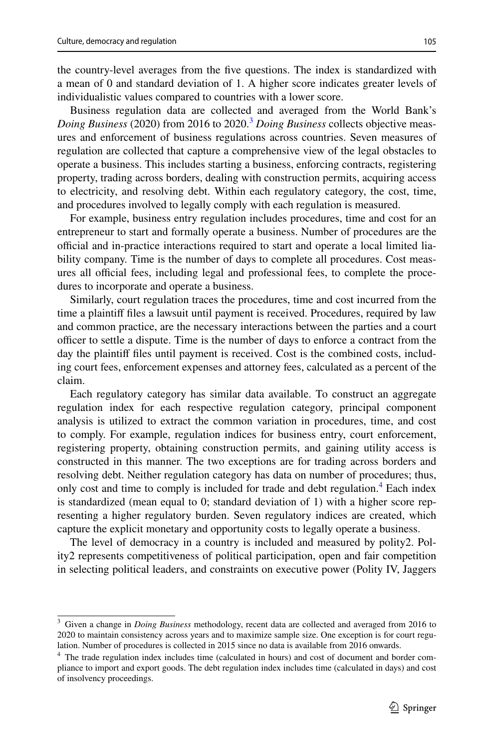the country-level averages from the five questions. The index is standardized with a mean of 0 and standard deviation of 1. A higher score indicates greater levels of individualistic values compared to countries with a lower score.

Business regulation data are collected and averaged from the World Bank's *Doing Business* (2020) from 2016 to 2020.[3] *Doing Business* collects objective measures and enforcement of business regulations across countries. Seven measures of regulation are collected that capture a comprehensive view of the legal obstacles to operate a business. This includes starting a business, enforcing contracts, registering property, trading across borders, dealing with construction permits, acquiring access to electricity, and resolving debt. Within each regulatory category, the cost, time, and procedures involved to legally comply with each regulation is measured.

For example, business entry regulation includes procedures, time and cost for an entrepreneur to start and formally operate a business. Number of procedures are the official and in-practice interactions required to start and operate a local limited liability company. Time is the number of days to complete all procedures. Cost measures all official fees, including legal and professional fees, to complete the procedures to incorporate and operate a business.

Similarly, court regulation traces the procedures, time and cost incurred from the time a plaintiff files a lawsuit until payment is received. Procedures, required by law and common practice, are the necessary interactions between the parties and a court officer to settle a dispute. Time is the number of days to enforce a contract from the day the plaintiff files until payment is received. Cost is the combined costs, including court fees, enforcement expenses and attorney fees, calculated as a percent of the claim.

Each regulatory category has similar data available. To construct an aggregate regulation index for each respective regulation category, principal component analysis is utilized to extract the common variation in procedures, time, and cost to comply. For example, regulation indices for business entry, court enforcement, registering property, obtaining construction permits, and gaining utility access is constructed in this manner. The two exceptions are for trading across borders and resolving debt. Neither regulation category has data on number of procedures; thus, only cost and time to comply is included for trade and debt regulation.[4] Each index is standardized (mean equal to 0; standard deviation of 1) with a higher score representing a higher regulatory burden. Seven regulatory indices are created, which capture the explicit monetary and opportunity costs to legally operate a business.

The level of democracy in a country is included and measured by polity2. Polity2 represents competitiveness of political participation, open and fair competition in selecting political leaders, and constraints on executive power (Polity IV, Jaggers

---

[3] Given a change in *Doing Business* methodology, recent data are collected and averaged from 2016 to 2020 to maintain consistency across years and to maximize sample size. One exception is for court regulation. Number of procedures is collected in 2015 since no data is available from 2016 onwards.

[4] The trade regulation index includes time (calculated in hours) and cost of document and border compliance to import and export goods. The debt regulation index includes time (calculated in days) and cost of insolvency proceedings.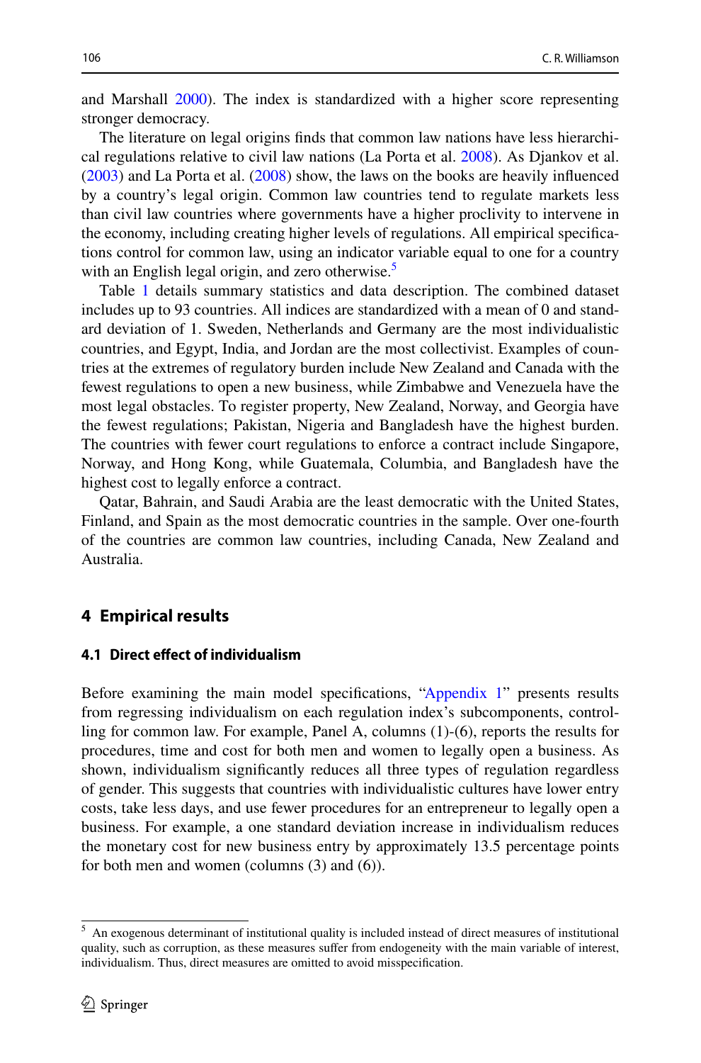and Marshall 2000). The index is standardized with a higher score representing stronger democracy.

The literature on legal origins finds that common law nations have less hierarchical regulations relative to civil law nations (La Porta et al. 2008). As Djankov et al. (2003) and La Porta et al. (2008) show, the laws on the books are heavily influenced by a country's legal origin. Common law countries tend to regulate markets less than civil law countries where governments have a higher proclivity to intervene in the economy, including creating higher levels of regulations. All empirical specifications control for common law, using an indicator variable equal to one for a country with an English legal origin, and zero otherwise.[5]

Table 1 details summary statistics and data description. The combined dataset includes up to 93 countries. All indices are standardized with a mean of 0 and standard deviation of 1. Sweden, Netherlands and Germany are the most individualistic countries, and Egypt, India, and Jordan are the most collectivist. Examples of countries at the extremes of regulatory burden include New Zealand and Canada with the fewest regulations to open a new business, while Zimbabwe and Venezuela have the most legal obstacles. To register property, New Zealand, Norway, and Georgia have the fewest regulations; Pakistan, Nigeria and Bangladesh have the highest burden. The countries with fewer court regulations to enforce a contract include Singapore, Norway, and Hong Kong, while Guatemala, Columbia, and Bangladesh have the highest cost to legally enforce a contract.

Qatar, Bahrain, and Saudi Arabia are the least democratic with the United States, Finland, and Spain as the most democratic countries in the sample. Over one-fourth of the countries are common law countries, including Canada, New Zealand and Australia.

## 4 Empirical results

### 4.1 Direct effect of individualism

Before examining the main model specifications, "Appendix 1" presents results from regressing individualism on each regulation index's subcomponents, controlling for common law. For example, Panel A, columns (1)-(6), reports the results for procedures, time and cost for both men and women to legally open a business. As shown, individualism significantly reduces all three types of regulation regardless of gender. This suggests that countries with individualistic cultures have lower entry costs, take less days, and use fewer procedures for an entrepreneur to legally open a business. For example, a one standard deviation increase in individualism reduces the monetary cost for new business entry by approximately 13.5 percentage points for both men and women (columns (3) and (6)).

[5] An exogenous determinant of institutional quality is included instead of direct measures of institutional quality, such as corruption, as these measures suffer from endogeneity with the main variable of interest, individualism. Thus, direct measures are omitted to avoid misspecification.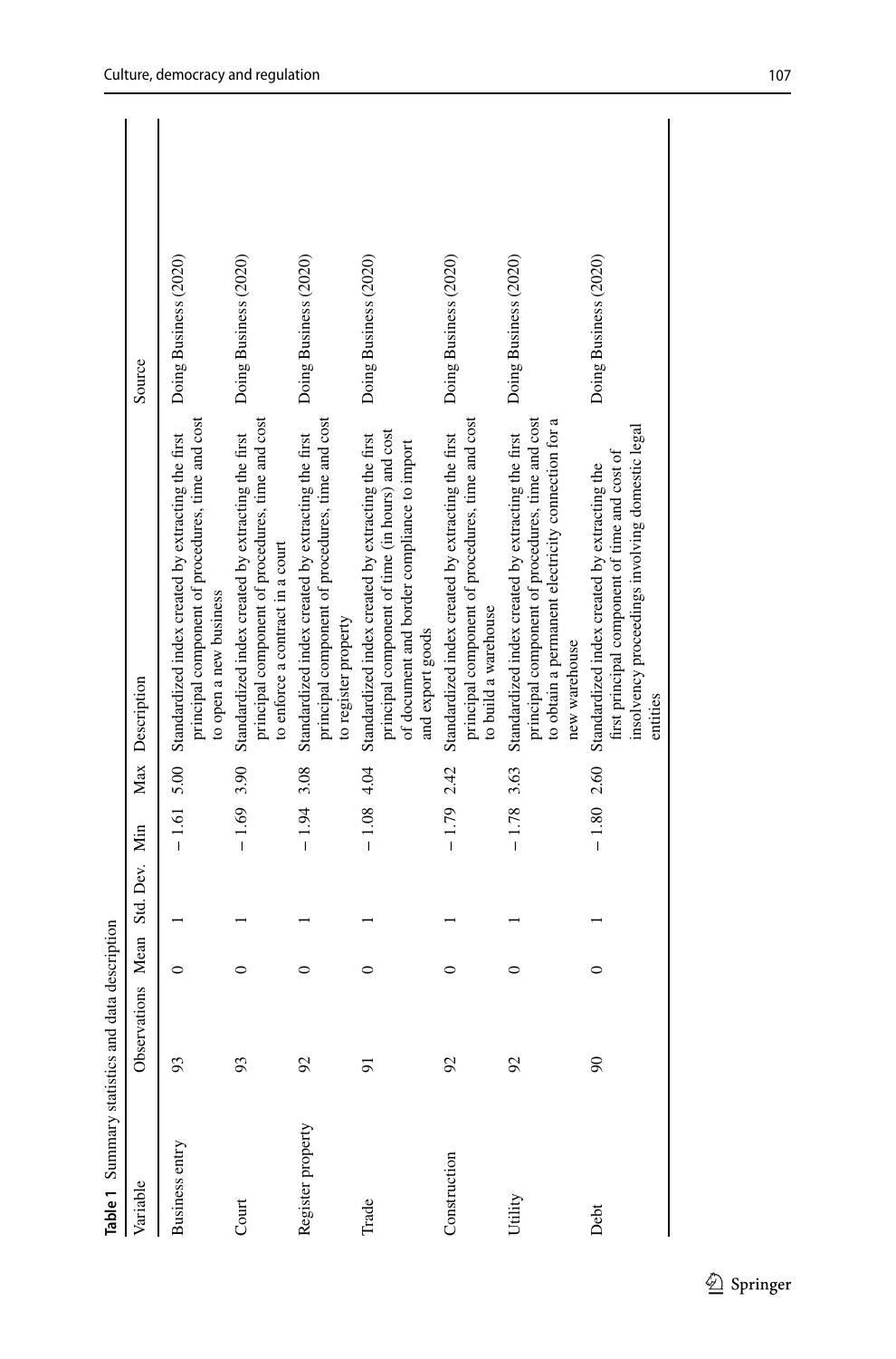**Table 1** Summary statistics and data description

| Variable | Observations | Mean | Std. Dev. | Min | Max | Description | Source |
|---|---|---|---|---|---|---|---|
| Business entry | 93 | 0 | 1 | − 1.61 | 5.00 | Standardized index created by extracting the first principal component of procedures, time and cost to open a new business | Doing Business (2020) |
| Court | 93 | 0 | 1 | − 1.69 | 3.90 | Standardized index created by extracting the first principal component of procedures, time and cost to enforce a contract in a court | Doing Business (2020) |
| Register property | 92 | 0 | 1 | − 1.94 | 3.08 | Standardized index created by extracting the first principal component of procedures, time and cost to register property | Doing Business (2020) |
| Trade | 91 | 0 | 1 | − 1.08 | 4.04 | Standardized index created by extracting the first principal component of time (in hours) and cost of document and border compliance to import and export goods | Doing Business (2020) |
| Construction | 92 | 0 | 1 | − 1.79 | 2.42 | Standardized index created by extracting the first principal component of procedures, time and cost to build a warehouse | Doing Business (2020) |
| Utility | 92 | 0 | 1 | − 1.78 | 3.63 | Standardized index created by extracting the first principal component of procedures, time and cost to obtain a permanent electricity connection for a new warehouse | Doing Business (2020) |
| Debt | 90 | 0 | 1 | − 1.80 | 2.60 | Standardized index created by extracting the first principal component of time and cost of insolvency proceedings involving domestic legal entities | Doing Business (2020) |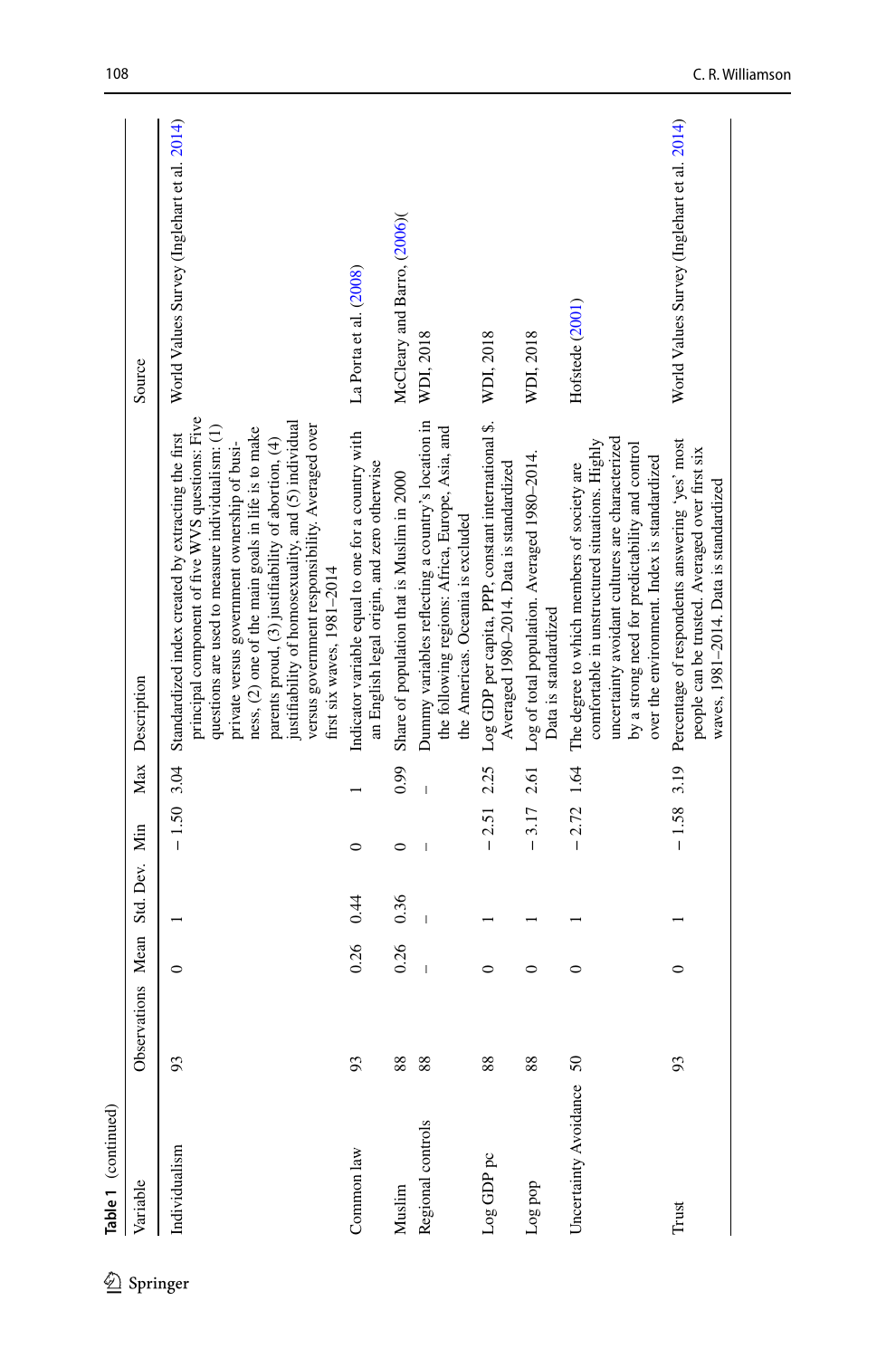**Table 1** (continued)

| Variable | Observations | Mean | Std. Dev. | Min | Max | Description | Source |
|---|---|---|---|---|---|---|---|
| Individualism | 93 | 0 | 1 | − 1.50 | 3.04 | Standardized index created by extracting the first principal component of five WVS questions: Five questions are used to measure individualism: (1) private versus government ownership of business, (2) one of the main goals in life is to make parents proud, (3) justifiability of abortion, (4) justifiability of homosexuality, and (5) individual versus government responsibility. Averaged over first six waves, 1981–2014 | World Values Survey (Inglehart et al. 2014) |
| Common law | 93 | 0.26 | 0.44 | 0 | 1 | Indicator variable equal to one for a country with an English legal origin, and zero otherwise | La Porta et al. (2008) |
| Muslim | 88 | 0.26 | 0.36 | 0 | 0.99 | Share of population that is Muslim in 2000 | McCleary and Barro, (2006)( |
| Regional controls | 88 | – | – | – | – | Dummy variables reflecting a country's location in the following regions: Africa, Europe, Asia, and the Americas. Oceania is excluded | WDI, 2018 |
| Log GDP pc | 88 | 0 | 1 | − 2.51 | 2.25 | Log GDP per capita, PPP, constant international $. Averaged 1980–2014. Data is standardized | WDI, 2018 |
| Log pop | 88 | 0 | 1 | − 3.17 | 2.61 | Log of total population. Averaged 1980–2014. Data is standardized | WDI, 2018 |
| Uncertainty Avoidance | 50 | 0 | 1 | − 2.72 | 1.64 | The degree to which members of society are comfortable in unstructured situations. Highly uncertainty avoidant cultures are characterized by a strong need for predictability and control over the environment. Index is standardized | Hofstede (2001) |
| Trust | 93 | 0 | 1 | − 1.58 | 3.19 | Percentage of respondents answering 'yes' most people can be trusted. Averaged over first six waves, 1981–2014. Data is standardized | World Values Survey (Inglehart et al. 2014) |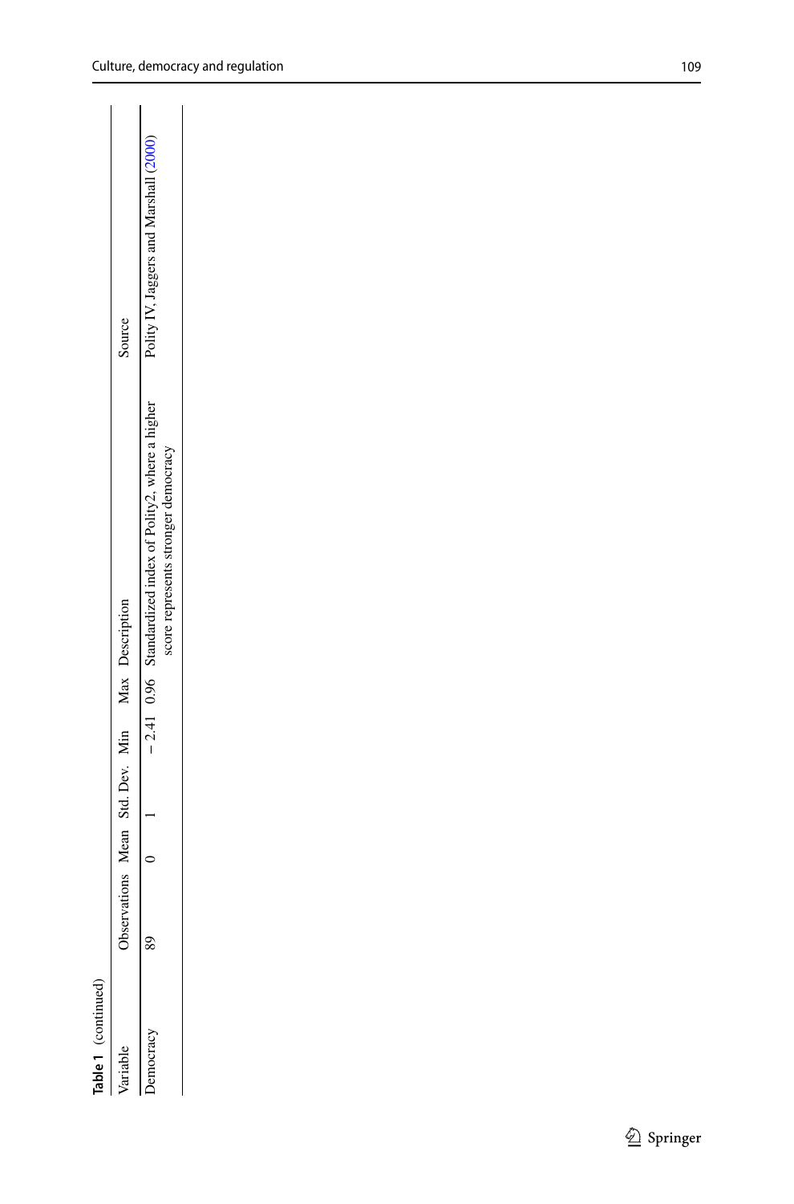**Table 1** (continued)

| Variable | Observations | Mean | Std. Dev. | Min | Max | Description | Source |
|---|---|---|---|---|---|---|---|
| Democracy | 89 | 0 | 1 | − 2.41 | 0.96 | Standardized index of Polity2, where a higher score represents stronger democracy | Polity IV, Jaggers and Marshall (2000) |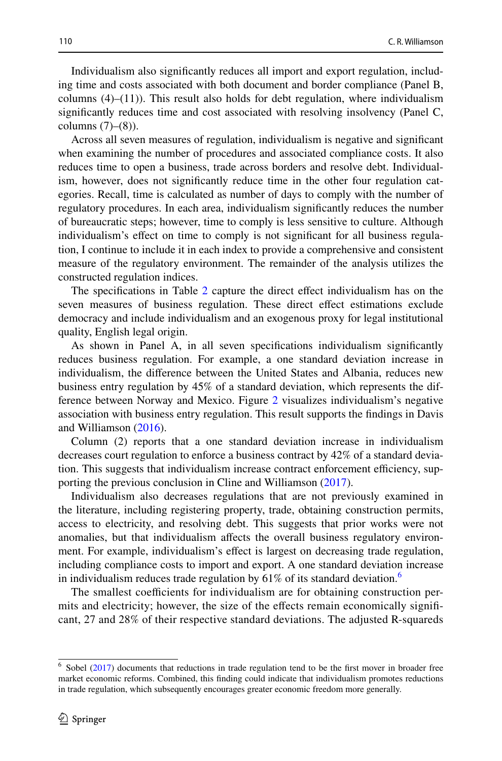Individualism also significantly reduces all import and export regulation, including time and costs associated with both document and border compliance (Panel B, columns (4)–(11)). This result also holds for debt regulation, where individualism significantly reduces time and cost associated with resolving insolvency (Panel C, columns (7)–(8)).

Across all seven measures of regulation, individualism is negative and significant when examining the number of procedures and associated compliance costs. It also reduces time to open a business, trade across borders and resolve debt. Individualism, however, does not significantly reduce time in the other four regulation categories. Recall, time is calculated as number of days to comply with the number of regulatory procedures. In each area, individualism significantly reduces the number of bureaucratic steps; however, time to comply is less sensitive to culture. Although individualism's effect on time to comply is not significant for all business regulation, I continue to include it in each index to provide a comprehensive and consistent measure of the regulatory environment. The remainder of the analysis utilizes the constructed regulation indices.

The specifications in Table 2 capture the direct effect individualism has on the seven measures of business regulation. These direct effect estimations exclude democracy and include individualism and an exogenous proxy for legal institutional quality, English legal origin.

As shown in Panel A, in all seven specifications individualism significantly reduces business regulation. For example, a one standard deviation increase in individualism, the difference between the United States and Albania, reduces new business entry regulation by 45% of a standard deviation, which represents the difference between Norway and Mexico. Figure 2 visualizes individualism's negative association with business entry regulation. This result supports the findings in Davis and Williamson (2016).

Column (2) reports that a one standard deviation increase in individualism decreases court regulation to enforce a business contract by 42% of a standard deviation. This suggests that individualism increase contract enforcement efficiency, supporting the previous conclusion in Cline and Williamson (2017).

Individualism also decreases regulations that are not previously examined in the literature, including registering property, trade, obtaining construction permits, access to electricity, and resolving debt. This suggests that prior works were not anomalies, but that individualism affects the overall business regulatory environment. For example, individualism's effect is largest on decreasing trade regulation, including compliance costs to import and export. A one standard deviation increase in individualism reduces trade regulation by 61% of its standard deviation.[6]

The smallest coefficients for individualism are for obtaining construction permits and electricity; however, the size of the effects remain economically significant, 27 and 28% of their respective standard deviations. The adjusted R-squareds

---

[6] Sobel (2017) documents that reductions in trade regulation tend to be the first mover in broader free market economic reforms. Combined, this finding could indicate that individualism promotes reductions in trade regulation, which subsequently encourages greater economic freedom more generally.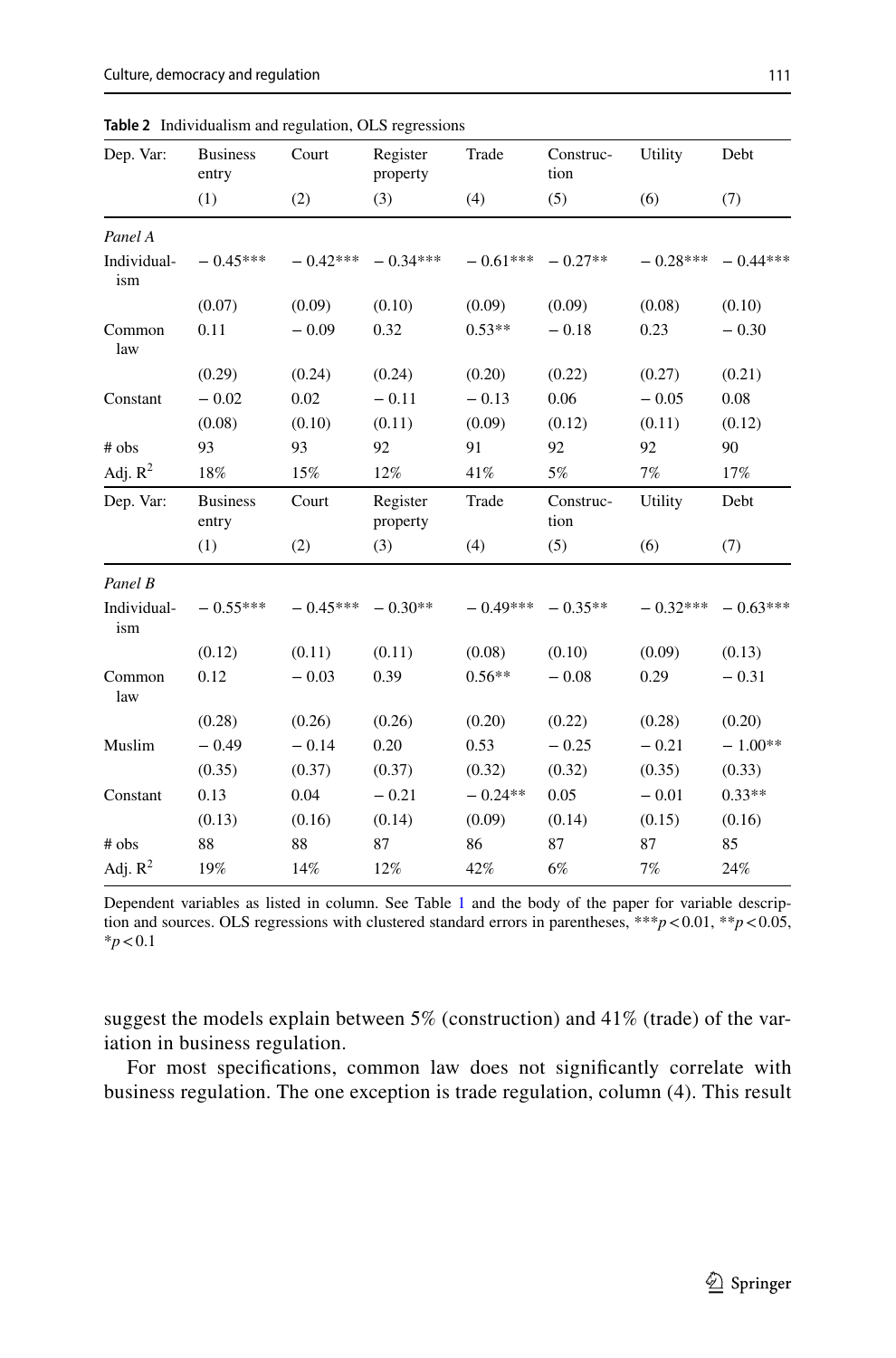**Table 2** Individualism and regulation, OLS regressions

| Dep. Var: | Business entry | Court | Register property | Trade | Construction | Utility | Debt |
|---|---|---|---|---|---|---|---|
| | (1) | (2) | (3) | (4) | (5) | (6) | (7) |
| *Panel A* | | | | | | | |
| Individualism | − 0.45*** | − 0.42*** | − 0.34*** | − 0.61*** | − 0.27** | − 0.28*** | − 0.44*** |
| | (0.07) | (0.09) | (0.10) | (0.09) | (0.09) | (0.08) | (0.10) |
| Common law | 0.11 | − 0.09 | 0.32 | 0.53** | − 0.18 | 0.23 | − 0.30 |
| | (0.29) | (0.24) | (0.24) | (0.20) | (0.22) | (0.27) | (0.21) |
| Constant | − 0.02 | 0.02 | − 0.11 | − 0.13 | 0.06 | − 0.05 | 0.08 |
| | (0.08) | (0.10) | (0.11) | (0.09) | (0.12) | (0.11) | (0.12) |
| # obs | 93 | 93 | 92 | 91 | 92 | 92 | 90 |
| Adj. $R^2$ | 18% | 15% | 12% | 41% | 5% | 7% | 17% |
| Dep. Var: | Business entry | Court | Register property | Trade | Construction | Utility | Debt |
| | (1) | (2) | (3) | (4) | (5) | (6) | (7) |
| *Panel B* | | | | | | | |
| Individualism | − 0.55*** | − 0.45*** | − 0.30** | − 0.49*** | − 0.35** | − 0.32*** | − 0.63*** |
| | (0.12) | (0.11) | (0.11) | (0.08) | (0.10) | (0.09) | (0.13) |
| Common law | 0.12 | − 0.03 | 0.39 | 0.56** | − 0.08 | 0.29 | − 0.31 |
| | (0.28) | (0.26) | (0.26) | (0.20) | (0.22) | (0.28) | (0.20) |
| Muslim | − 0.49 | − 0.14 | 0.20 | 0.53 | − 0.25 | − 0.21 | − 1.00** |
| | (0.35) | (0.37) | (0.37) | (0.32) | (0.32) | (0.35) | (0.33) |
| Constant | 0.13 | 0.04 | − 0.21 | − 0.24** | 0.05 | − 0.01 | 0.33** |
| | (0.13) | (0.16) | (0.14) | (0.09) | (0.14) | (0.15) | (0.16) |
| # obs | 88 | 88 | 87 | 86 | 87 | 87 | 85 |
| Adj. $R^2$ | 19% | 14% | 12% | 42% | 6% | 7% | 24% |

Dependent variables as listed in column. See Table 1 and the body of the paper for variable description and sources. OLS regressions with clustered standard errors in parentheses, ***$p<0.01$, **$p<0.05$, *$p<0.1$

suggest the models explain between 5% (construction) and 41% (trade) of the variation in business regulation.

For most specifications, common law does not significantly correlate with business regulation. The one exception is trade regulation, column (4). This result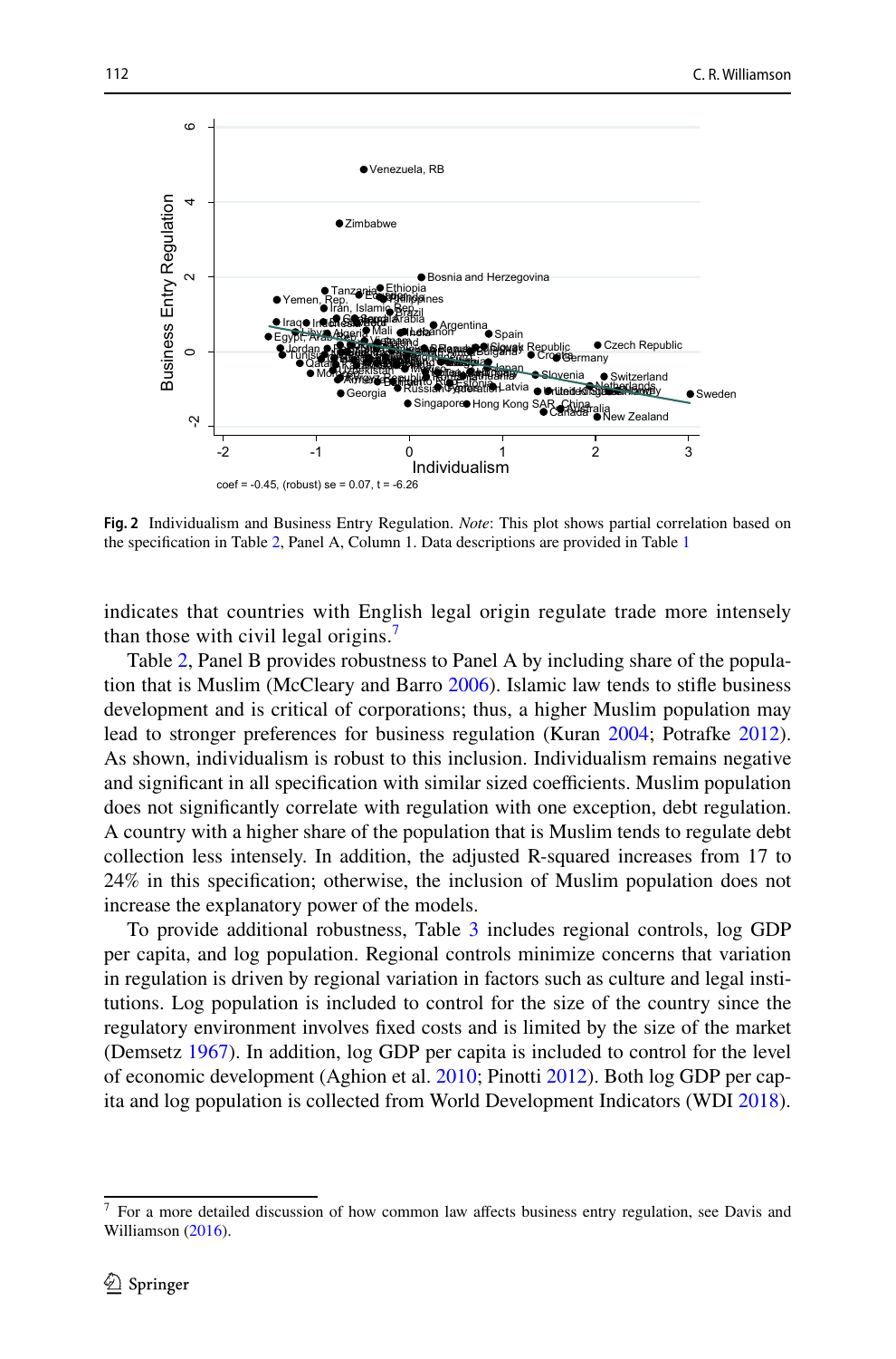**Fig. 2** Individualism and Business Entry Regulation. *Note*: This plot shows partial correlation based on the specification in Table 2, Panel A, Column 1. Data descriptions are provided in Table 1

indicates that countries with English legal origin regulate trade more intensely than those with civil legal origins.[7]

Table 2, Panel B provides robustness to Panel A by including share of the population that is Muslim (McCleary and Barro 2006). Islamic law tends to stifle business development and is critical of corporations; thus, a higher Muslim population may lead to stronger preferences for business regulation (Kuran 2004; Potrafke 2012). As shown, individualism is robust to this inclusion. Individualism remains negative and significant in all specification with similar sized coefficients. Muslim population does not significantly correlate with regulation with one exception, debt regulation. A country with a higher share of the population that is Muslim tends to regulate debt collection less intensely. In addition, the adjusted R-squared increases from 17 to 24% in this specification; otherwise, the inclusion of Muslim population does not increase the explanatory power of the models.

To provide additional robustness, Table 3 includes regional controls, log GDP per capita, and log population. Regional controls minimize concerns that variation in regulation is driven by regional variation in factors such as culture and legal institutions. Log population is included to control for the size of the country since the regulatory environment involves fixed costs and is limited by the size of the market (Demsetz 1967). In addition, log GDP per capita is included to control for the level of economic development (Aghion et al. 2010; Pinotti 2012). Both log GDP per capita and log population is collected from World Development Indicators (WDI 2018).

[7] For a more detailed discussion of how common law affects business entry regulation, see Davis and Williamson (2016).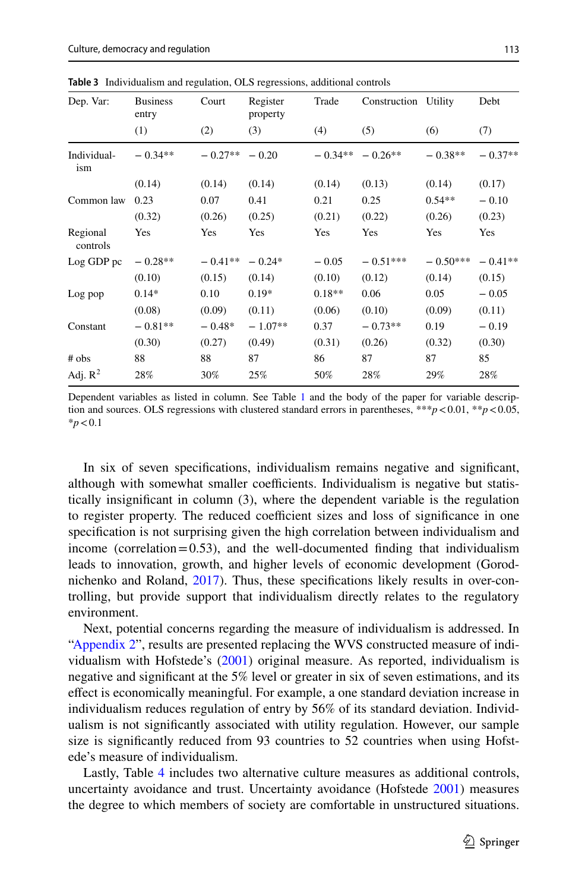**Table 3** Individualism and regulation, OLS regressions, additional controls

| Dep. Var: | Business entry | Court | Register property | Trade | Construction | Utility | Debt |
|---|---|---|---|---|---|---|---|
| | (1) | (2) | (3) | (4) | (5) | (6) | (7) |
| Individualism | − 0.34** | − 0.27** | − 0.20 | − 0.34** | − 0.26** | − 0.38** | − 0.37** |
| | (0.14) | (0.14) | (0.14) | (0.14) | (0.13) | (0.14) | (0.17) |
| Common law | 0.23 | 0.07 | 0.41 | 0.21 | 0.25 | 0.54** | − 0.10 |
| | (0.32) | (0.26) | (0.25) | (0.21) | (0.22) | (0.26) | (0.23) |
| Regional controls | Yes | Yes | Yes | Yes | Yes | Yes | Yes |
| Log GDP pc | − 0.28** | − 0.41** | − 0.24* | − 0.05 | − 0.51*** | − 0.50*** | − 0.41** |
| | (0.10) | (0.15) | (0.14) | (0.10) | (0.12) | (0.14) | (0.15) |
| Log pop | 0.14* | 0.10 | 0.19* | 0.18** | 0.06 | 0.05 | − 0.05 |
| | (0.08) | (0.09) | (0.11) | (0.06) | (0.10) | (0.09) | (0.11) |
| Constant | − 0.81** | − 0.48* | − 1.07** | 0.37 | − 0.73** | 0.19 | − 0.19 |
| | (0.30) | (0.27) | (0.49) | (0.31) | (0.26) | (0.32) | (0.30) |
| # obs | 88 | 88 | 87 | 86 | 87 | 87 | 85 |
| Adj. $R^2$ | 28% | 30% | 25% | 50% | 28% | 29% | 28% |

Dependent variables as listed in column. See Table 1 and the body of the paper for variable description and sources. OLS regressions with clustered standard errors in parentheses, ***$p<0.01$, **$p<0.05$, *$p<0.1$

In six of seven specifications, individualism remains negative and significant, although with somewhat smaller coefficients. Individualism is negative but statistically insignificant in column (3), where the dependent variable is the regulation to register property. The reduced coefficient sizes and loss of significance in one specification is not surprising given the high correlation between individualism and income (correlation = 0.53), and the well-documented finding that individualism leads to innovation, growth, and higher levels of economic development (Gorodnichenko and Roland, 2017). Thus, these specifications likely results in over-controlling, but provide support that individualism directly relates to the regulatory environment.

Next, potential concerns regarding the measure of individualism is addressed. In "Appendix 2", results are presented replacing the WVS constructed measure of individualism with Hofstede's (2001) original measure. As reported, individualism is negative and significant at the 5% level or greater in six of seven estimations, and its effect is economically meaningful. For example, a one standard deviation increase in individualism reduces regulation of entry by 56% of its standard deviation. Individualism is not significantly associated with utility regulation. However, our sample size is significantly reduced from 93 countries to 52 countries when using Hofstede's measure of individualism.

Lastly, Table 4 includes two alternative culture measures as additional controls, uncertainty avoidance and trust. Uncertainty avoidance (Hofstede 2001) measures the degree to which members of society are comfortable in unstructured situations.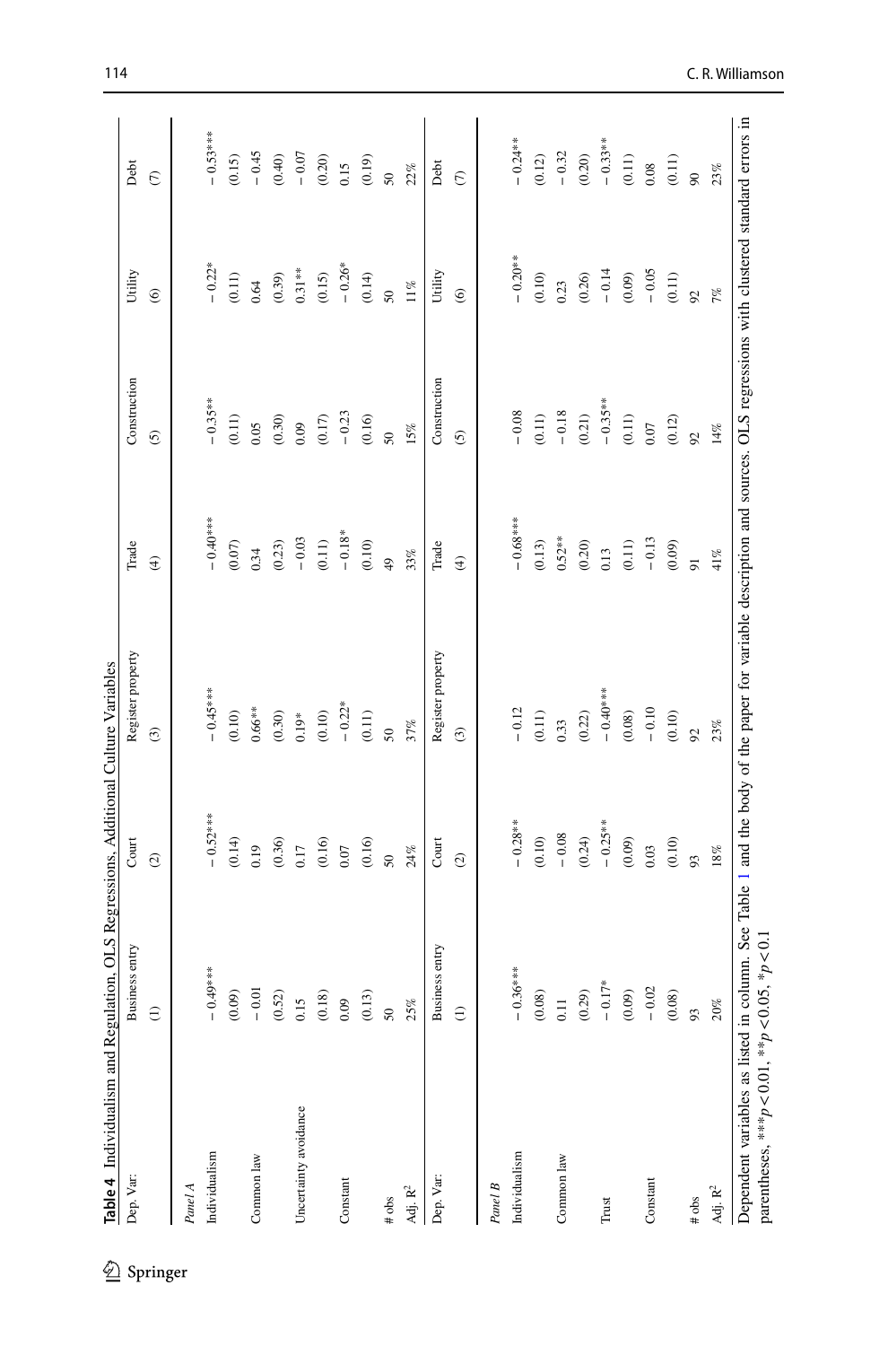**Table 4** Individualism and Regulation, OLS Regressions, Additional Culture Variables

| Dep. Var: | Business entry | Court | Register property | Trade | Construction | Utility | Debt |
|---|---|---|---|---|---|---|---|
| | (1) | (2) | (3) | (4) | (5) | (6) | (7) |
| *Panel A* | | | | | | | |
| Individualism | − 0.49*** | − 0.52*** | − 0.45*** | − 0.40*** | − 0.35** | − 0.22* | − 0.53*** |
| | (0.09) | (0.14) | (0.10) | (0.07) | (0.11) | (0.11) | (0.15) |
| Common law | − 0.01 | 0.19 | 0.66** | 0.34 | 0.05 | 0.64 | − 0.45 |
| | (0.52) | (0.36) | (0.30) | (0.23) | (0.30) | (0.39) | (0.40) |
| Uncertainty avoidance | 0.15 | 0.17 | 0.19* | − 0.03 | 0.09 | 0.31** | − 0.07 |
| | (0.18) | (0.16) | (0.10) | (0.11) | (0.17) | (0.15) | (0.20) |
| Constant | 0.09 | 0.07 | − 0.22* | − 0.18* | − 0.23 | − 0.26* | 0.15 |
| | (0.13) | (0.16) | (0.11) | (0.10) | (0.16) | (0.14) | (0.19) |
| # obs | 50 | 50 | 50 | 49 | 50 | 50 | 50 |
| Adj. $R^2$ | 25% | 24% | 37% | 33% | 15% | 11% | 22% |
| Dep. Var: | Business entry | Court | Register property | Trade | Construction | Utility | Debt |
| | (1) | (2) | (3) | (4) | (5) | (6) | (7) |
| *Panel B* | | | | | | | |
| Individualism | − 0.36*** | − 0.28** | − 0.12 | − 0.68*** | − 0.08 | − 0.20** | − 0.24** |
| | (0.08) | (0.10) | (0.11) | (0.13) | (0.11) | (0.10) | (0.12) |
| Common law | 0.11 | − 0.08 | 0.33 | 0.52** | − 0.18 | 0.23 | − 0.32 |
| | (0.29) | (0.24) | (0.22) | (0.20) | (0.21) | (0.26) | (0.20) |
| Trust | − 0.17* | − 0.25** | − 0.40*** | 0.13 | − 0.35** | − 0.14 | − 0.33** |
| | (0.09) | (0.09) | (0.08) | (0.11) | (0.11) | (0.09) | (0.11) |
| Constant | − 0.02 | 0.03 | − 0.10 | − 0.13 | 0.07 | − 0.05 | 0.08 |
| | (0.08) | (0.10) | (0.10) | (0.09) | (0.12) | (0.11) | (0.11) |
| # obs | 93 | 93 | 92 | 91 | 92 | 92 | 90 |
| Adj. $R^2$ | 20% | 18% | 23% | 41% | 14% | 7% | 23% |

Dependent variables as listed in column. See Table 1 and the body of the paper for variable description and sources. OLS regressions with clustered standard errors in parentheses, ***$p<0.01$, **$p<0.05$, *$p<0.1$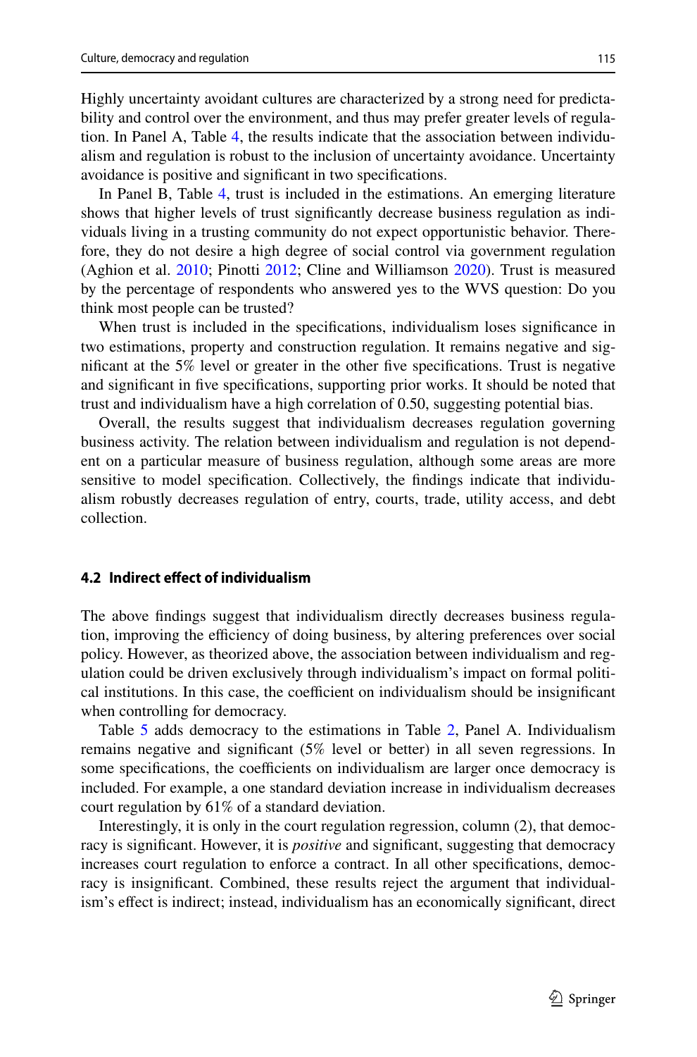Highly uncertainty avoidant cultures are characterized by a strong need for predictability and control over the environment, and thus may prefer greater levels of regulation. In Panel A, Table 4, the results indicate that the association between individualism and regulation is robust to the inclusion of uncertainty avoidance. Uncertainty avoidance is positive and significant in two specifications.

In Panel B, Table 4, trust is included in the estimations. An emerging literature shows that higher levels of trust significantly decrease business regulation as individuals living in a trusting community do not expect opportunistic behavior. Therefore, they do not desire a high degree of social control via government regulation (Aghion et al. 2010; Pinotti 2012; Cline and Williamson 2020). Trust is measured by the percentage of respondents who answered yes to the WVS question: Do you think most people can be trusted?

When trust is included in the specifications, individualism loses significance in two estimations, property and construction regulation. It remains negative and significant at the 5% level or greater in the other five specifications. Trust is negative and significant in five specifications, supporting prior works. It should be noted that trust and individualism have a high correlation of 0.50, suggesting potential bias.

Overall, the results suggest that individualism decreases regulation governing business activity. The relation between individualism and regulation is not dependent on a particular measure of business regulation, although some areas are more sensitive to model specification. Collectively, the findings indicate that individualism robustly decreases regulation of entry, courts, trade, utility access, and debt collection.

### 4.2 Indirect effect of individualism

The above findings suggest that individualism directly decreases business regulation, improving the efficiency of doing business, by altering preferences over social policy. However, as theorized above, the association between individualism and regulation could be driven exclusively through individualism's impact on formal political institutions. In this case, the coefficient on individualism should be insignificant when controlling for democracy.

Table 5 adds democracy to the estimations in Table 2, Panel A. Individualism remains negative and significant (5% level or better) in all seven regressions. In some specifications, the coefficients on individualism are larger once democracy is included. For example, a one standard deviation increase in individualism decreases court regulation by 61% of a standard deviation.

Interestingly, it is only in the court regulation regression, column (2), that democracy is significant. However, it is *positive* and significant, suggesting that democracy increases court regulation to enforce a contract. In all other specifications, democracy is insignificant. Combined, these results reject the argument that individualism's effect is indirect; instead, individualism has an economically significant, direct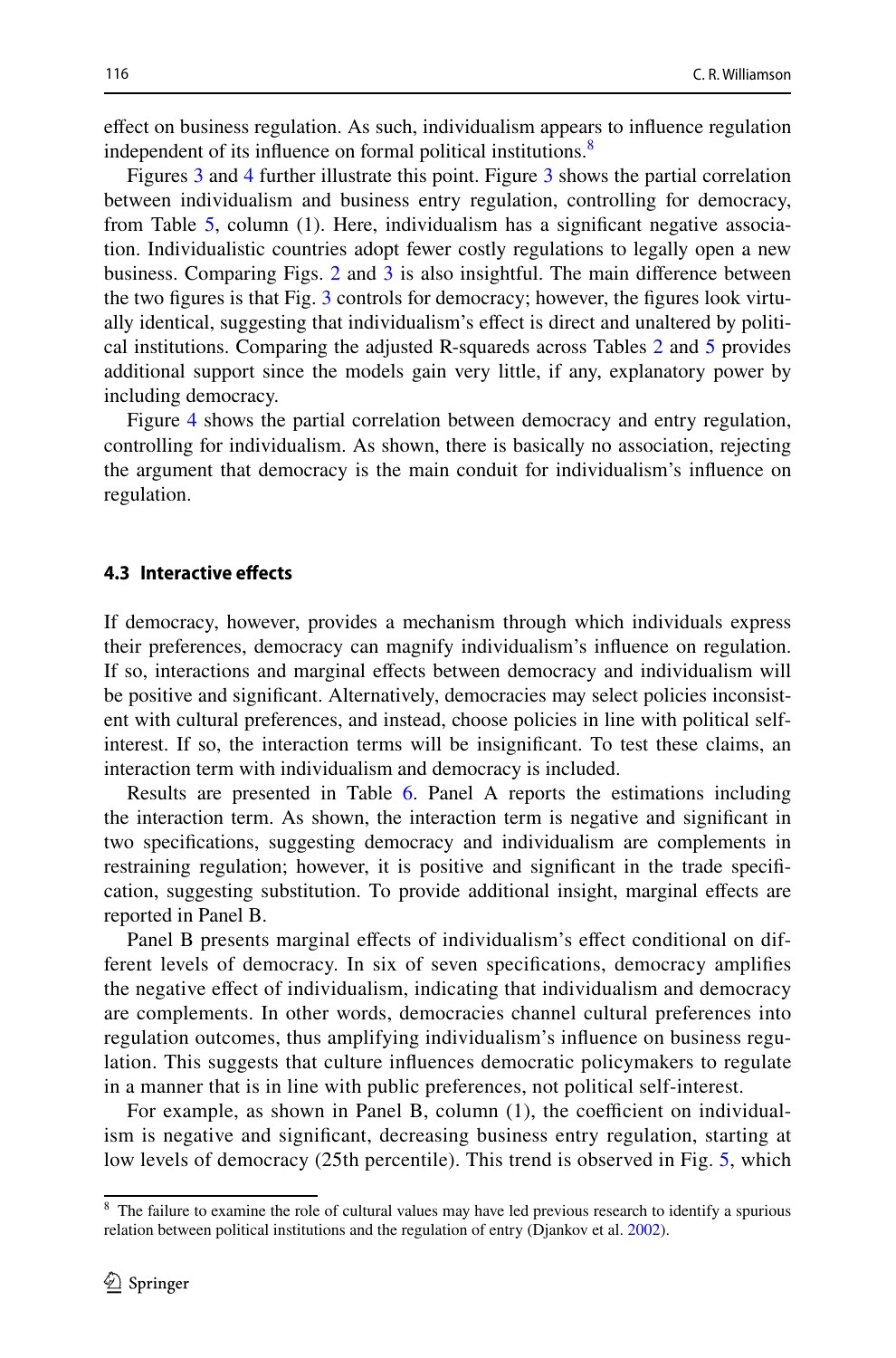effect on business regulation. As such, individualism appears to influence regulation independent of its influence on formal political institutions.[8]

Figures 3 and 4 further illustrate this point. Figure 3 shows the partial correlation between individualism and business entry regulation, controlling for democracy, from Table 5, column (1). Here, individualism has a significant negative association. Individualistic countries adopt fewer costly regulations to legally open a new business. Comparing Figs. 2 and 3 is also insightful. The main difference between the two figures is that Fig. 3 controls for democracy; however, the figures look virtually identical, suggesting that individualism's effect is direct and unaltered by political institutions. Comparing the adjusted R-squareds across Tables 2 and 5 provides additional support since the models gain very little, if any, explanatory power by including democracy.

Figure 4 shows the partial correlation between democracy and entry regulation, controlling for individualism. As shown, there is basically no association, rejecting the argument that democracy is the main conduit for individualism's influence on regulation.

### 4.3 Interactive effects

If democracy, however, provides a mechanism through which individuals express their preferences, democracy can magnify individualism's influence on regulation. If so, interactions and marginal effects between democracy and individualism will be positive and significant. Alternatively, democracies may select policies inconsistent with cultural preferences, and instead, choose policies in line with political self-interest. If so, the interaction terms will be insignificant. To test these claims, an interaction term with individualism and democracy is included.

Results are presented in Table 6. Panel A reports the estimations including the interaction term. As shown, the interaction term is negative and significant in two specifications, suggesting democracy and individualism are complements in restraining regulation; however, it is positive and significant in the trade specification, suggesting substitution. To provide additional insight, marginal effects are reported in Panel B.

Panel B presents marginal effects of individualism's effect conditional on different levels of democracy. In six of seven specifications, democracy amplifies the negative effect of individualism, indicating that individualism and democracy are complements. In other words, democracies channel cultural preferences into regulation outcomes, thus amplifying individualism's influence on business regulation. This suggests that culture influences democratic policymakers to regulate in a manner that is in line with public preferences, not political self-interest.

For example, as shown in Panel B, column (1), the coefficient on individualism is negative and significant, decreasing business entry regulation, starting at low levels of democracy (25th percentile). This trend is observed in Fig. 5, which

[8] The failure to examine the role of cultural values may have led previous research to identify a spurious relation between political institutions and the regulation of entry (Djankov et al. 2002).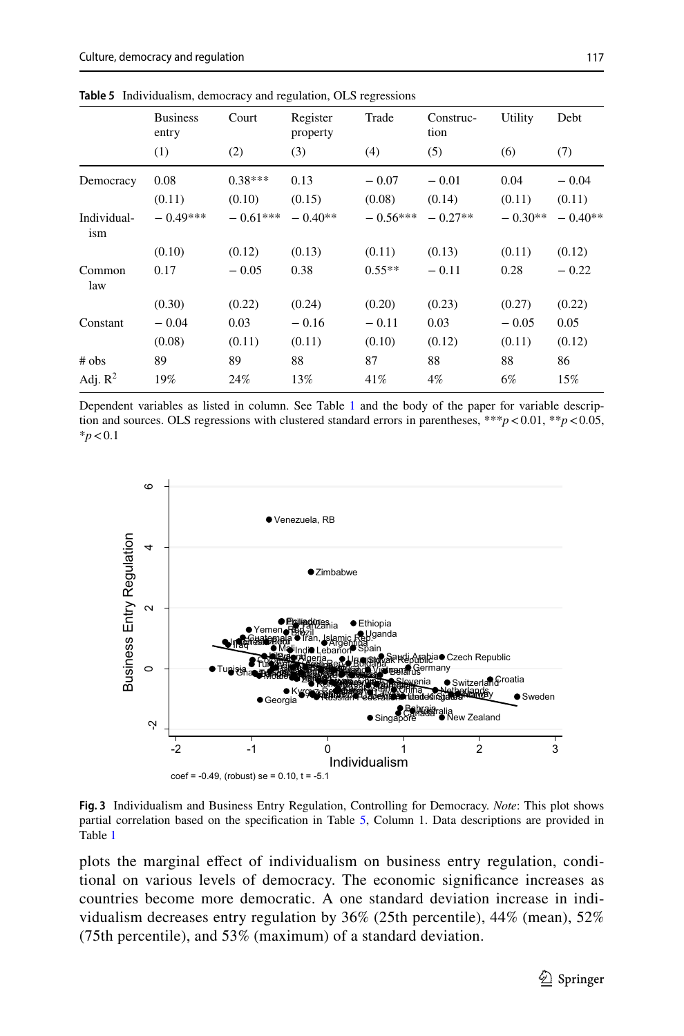**Table 5** Individualism, democracy and regulation, OLS regressions

| | Business entry | Court | Register property | Trade | Construction | Utility | Debt |
|---|---|---|---|---|---|---|---|
| | (1) | (2) | (3) | (4) | (5) | (6) | (7) |
| Democracy | 0.08 | 0.38*** | 0.13 | − 0.07 | − 0.01 | 0.04 | − 0.04 |
| | (0.11) | (0.10) | (0.15) | (0.08) | (0.14) | (0.11) | (0.11) |
| Individualism | − 0.49*** | − 0.61*** | − 0.40** | − 0.56*** | − 0.27** | − 0.30** | − 0.40** |
| | (0.10) | (0.12) | (0.13) | (0.11) | (0.13) | (0.11) | (0.12) |
| Common law | 0.17 | − 0.05 | 0.38 | 0.55** | − 0.11 | 0.28 | − 0.22 |
| | (0.30) | (0.22) | (0.24) | (0.20) | (0.23) | (0.27) | (0.22) |
| Constant | − 0.04 | 0.03 | − 0.16 | − 0.11 | 0.03 | − 0.05 | 0.05 |
| | (0.08) | (0.11) | (0.11) | (0.10) | (0.12) | (0.11) | (0.12) |
| # obs | 89 | 89 | 88 | 87 | 88 | 88 | 86 |
| Adj. $R^2$ | 19% | 24% | 13% | 41% | 4% | 6% | 15% |

Dependent variables as listed in column. See Table 1 and the body of the paper for variable description and sources. OLS regressions with clustered standard errors in parentheses, ***$p<0.01$, **$p<0.05$, *$p<0.1$

**Fig. 3** Individualism and Business Entry Regulation, Controlling for Democracy. *Note*: This plot shows partial correlation based on the specification in Table 5, Column 1. Data descriptions are provided in Table 1

plots the marginal effect of individualism on business entry regulation, conditional on various levels of democracy. The economic significance increases as countries become more democratic. A one standard deviation increase in individualism decreases entry regulation by 36% (25th percentile), 44% (mean), 52% (75th percentile), and 53% (maximum) of a standard deviation.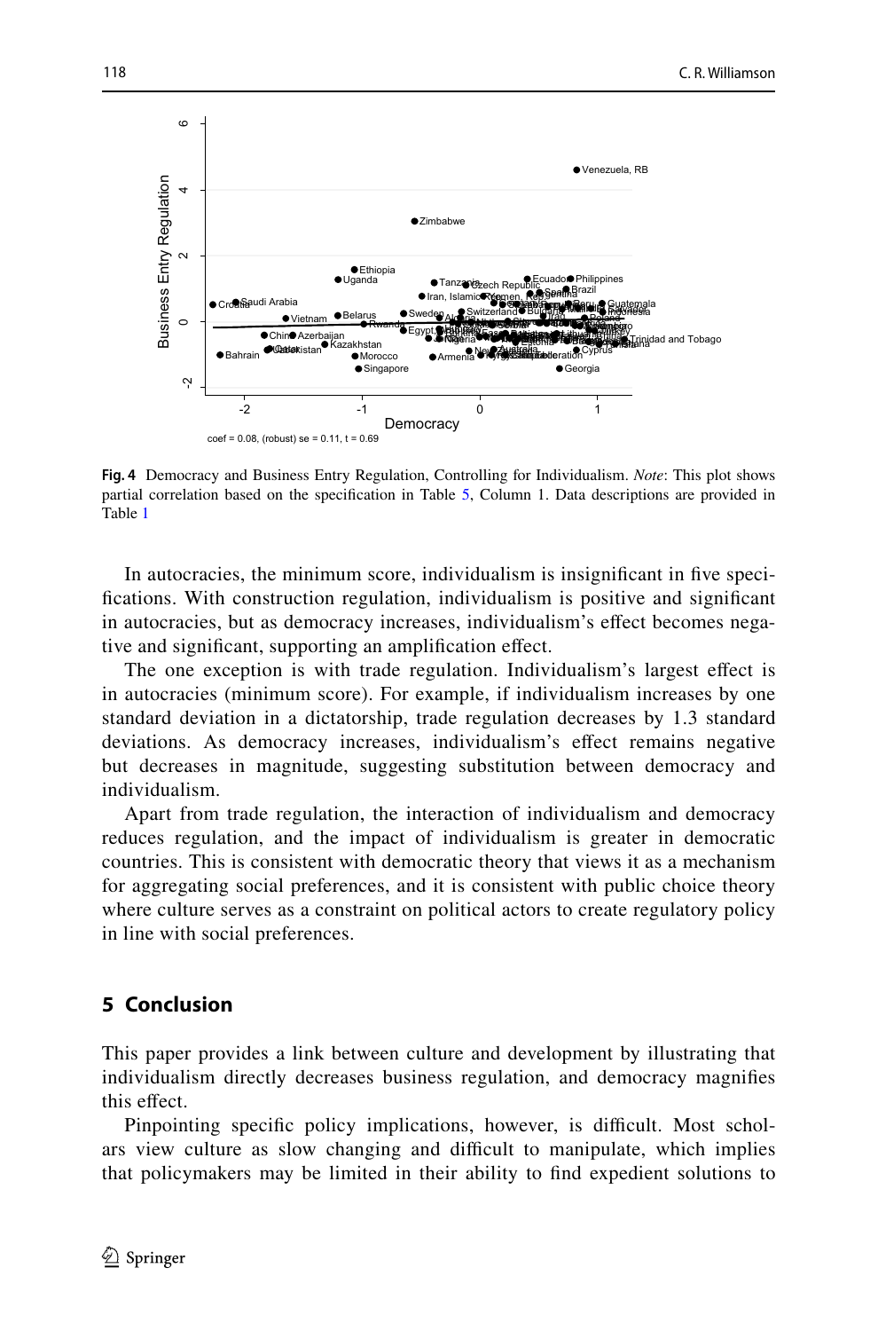**Fig. 4** Democracy and Business Entry Regulation, Controlling for Individualism. *Note*: This plot shows partial correlation based on the specification in Table 5, Column 1. Data descriptions are provided in Table 1

In autocracies, the minimum score, individualism is insignificant in five specifications. With construction regulation, individualism is positive and significant in autocracies, but as democracy increases, individualism's effect becomes negative and significant, supporting an amplification effect.

The one exception is with trade regulation. Individualism's largest effect is in autocracies (minimum score). For example, if individualism increases by one standard deviation in a dictatorship, trade regulation decreases by 1.3 standard deviations. As democracy increases, individualism's effect remains negative but decreases in magnitude, suggesting substitution between democracy and individualism.

Apart from trade regulation, the interaction of individualism and democracy reduces regulation, and the impact of individualism is greater in democratic countries. This is consistent with democratic theory that views it as a mechanism for aggregating social preferences, and it is consistent with public choice theory where culture serves as a constraint on political actors to create regulatory policy in line with social preferences.

## 5 Conclusion

This paper provides a link between culture and development by illustrating that individualism directly decreases business regulation, and democracy magnifies this effect.

Pinpointing specific policy implications, however, is difficult. Most scholars view culture as slow changing and difficult to manipulate, which implies that policymakers may be limited in their ability to find expedient solutions to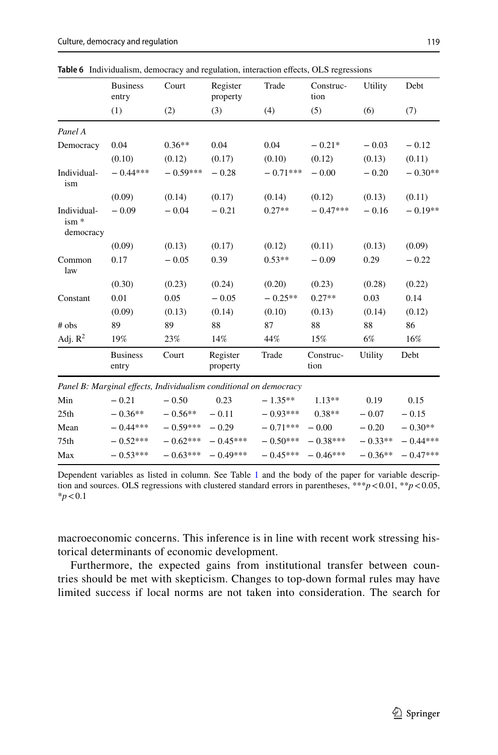**Table 6** Individualism, democracy and regulation, interaction effects, OLS regressions

| | Business entry | Court | Register property | Trade | Construction | Utility | Debt |
|---|---|---|---|---|---|---|---|
| | (1) | (2) | (3) | (4) | (5) | (6) | (7) |
| *Panel A* | | | | | | | |
| Democracy | 0.04 | 0.36** | 0.04 | 0.04 | − 0.21* | − 0.03 | − 0.12 |
| | (0.10) | (0.12) | (0.17) | (0.10) | (0.12) | (0.13) | (0.11) |
| Individualism | − 0.44*** | − 0.59*** | − 0.28 | − 0.71*** | − 0.00 | − 0.20 | − 0.30** |
| | (0.09) | (0.14) | (0.17) | (0.14) | (0.12) | (0.13) | (0.11) |
| Individualism * democracy | − 0.09 | − 0.04 | − 0.21 | 0.27** | − 0.47*** | − 0.16 | − 0.19** |
| | (0.09) | (0.13) | (0.17) | (0.12) | (0.11) | (0.13) | (0.09) |
| Common law | 0.17 | − 0.05 | 0.39 | 0.53** | − 0.09 | 0.29 | − 0.22 |
| | (0.30) | (0.23) | (0.24) | (0.20) | (0.23) | (0.28) | (0.22) |
| Constant | 0.01 | 0.05 | − 0.05 | − 0.25** | 0.27** | 0.03 | 0.14 |
| | (0.09) | (0.13) | (0.14) | (0.10) | (0.13) | (0.14) | (0.12) |
| # obs | 89 | 89 | 88 | 87 | 88 | 88 | 86 |
| Adj. $R^2$ | 19% | 23% | 14% | 44% | 15% | 6% | 16% |
| | Business entry | Court | Register property | Trade | Construction | Utility | Debt |
| *Panel B: Marginal effects, Individualism conditional on democracy* | | | | | | | |
| Min | − 0.21 | − 0.50 | 0.23 | − 1.35** | 1.13** | 0.19 | 0.15 |
| 25th | − 0.36** | − 0.56** | − 0.11 | − 0.93*** | 0.38** | − 0.07 | − 0.15 |
| Mean | − 0.44*** | − 0.59*** | − 0.29 | − 0.71*** | − 0.00 | − 0.20 | − 0.30** |
| 75th | − 0.52*** | − 0.62*** | − 0.45*** | − 0.50*** | − 0.38*** | − 0.33** | − 0.44*** |
| Max | − 0.53*** | − 0.63*** | − 0.49*** | − 0.45*** | − 0.46*** | − 0.36** | − 0.47*** |

Dependent variables as listed in column. See Table 1 and the body of the paper for variable description and sources. OLS regressions with clustered standard errors in parentheses, ***$p<0.01$, **$p<0.05$, *$p<0.1$

macroeconomic concerns. This inference is in line with recent work stressing historical determinants of economic development.

Furthermore, the expected gains from institutional transfer between countries should be met with skepticism. Changes to top-down formal rules may have limited success if local norms are not taken into consideration. The search for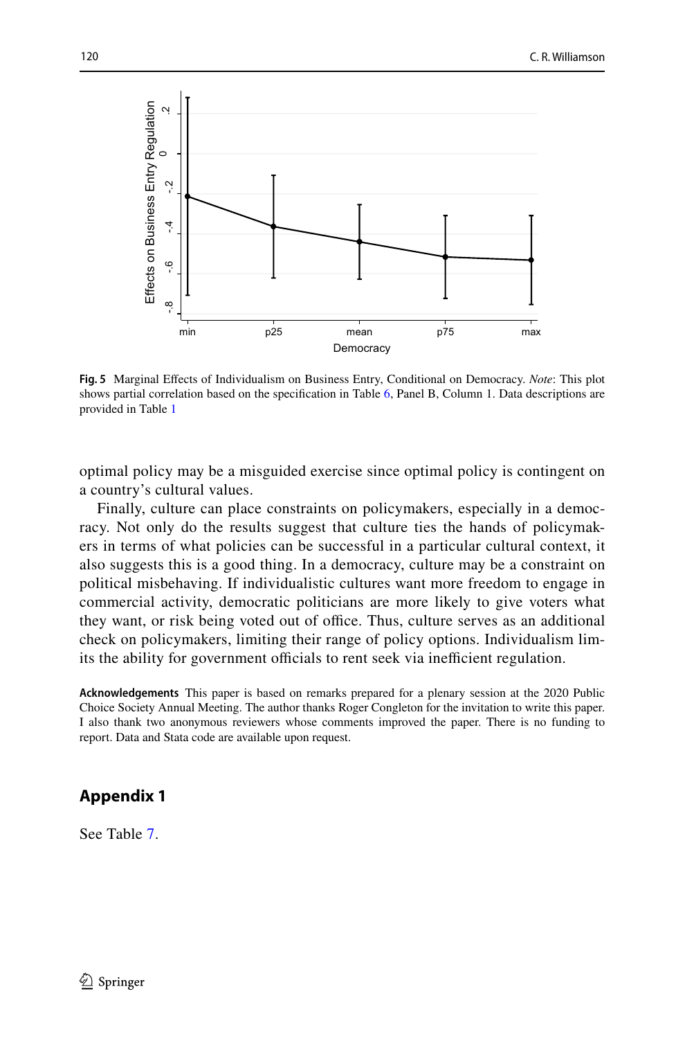**Fig. 5** Marginal Effects of Individualism on Business Entry, Conditional on Democracy. *Note*: This plot shows partial correlation based on the specification in Table 6, Panel B, Column 1. Data descriptions are provided in Table 1

optimal policy may be a misguided exercise since optimal policy is contingent on a country's cultural values.

Finally, culture can place constraints on policymakers, especially in a democracy. Not only do the results suggest that culture ties the hands of policymakers in terms of what policies can be successful in a particular cultural context, it also suggests this is a good thing. In a democracy, culture may be a constraint on political misbehaving. If individualistic cultures want more freedom to engage in commercial activity, democratic politicians are more likely to give voters what they want, or risk being voted out of office. Thus, culture serves as an additional check on policymakers, limiting their range of policy options. Individualism limits the ability for government officials to rent seek via inefficient regulation.

**Acknowledgements** This paper is based on remarks prepared for a plenary session at the 2020 Public Choice Society Annual Meeting. The author thanks Roger Congleton for the invitation to write this paper. I also thank two anonymous reviewers whose comments improved the paper. There is no funding to report. Data and Stata code are available upon request.

## Appendix 1

See Table 7.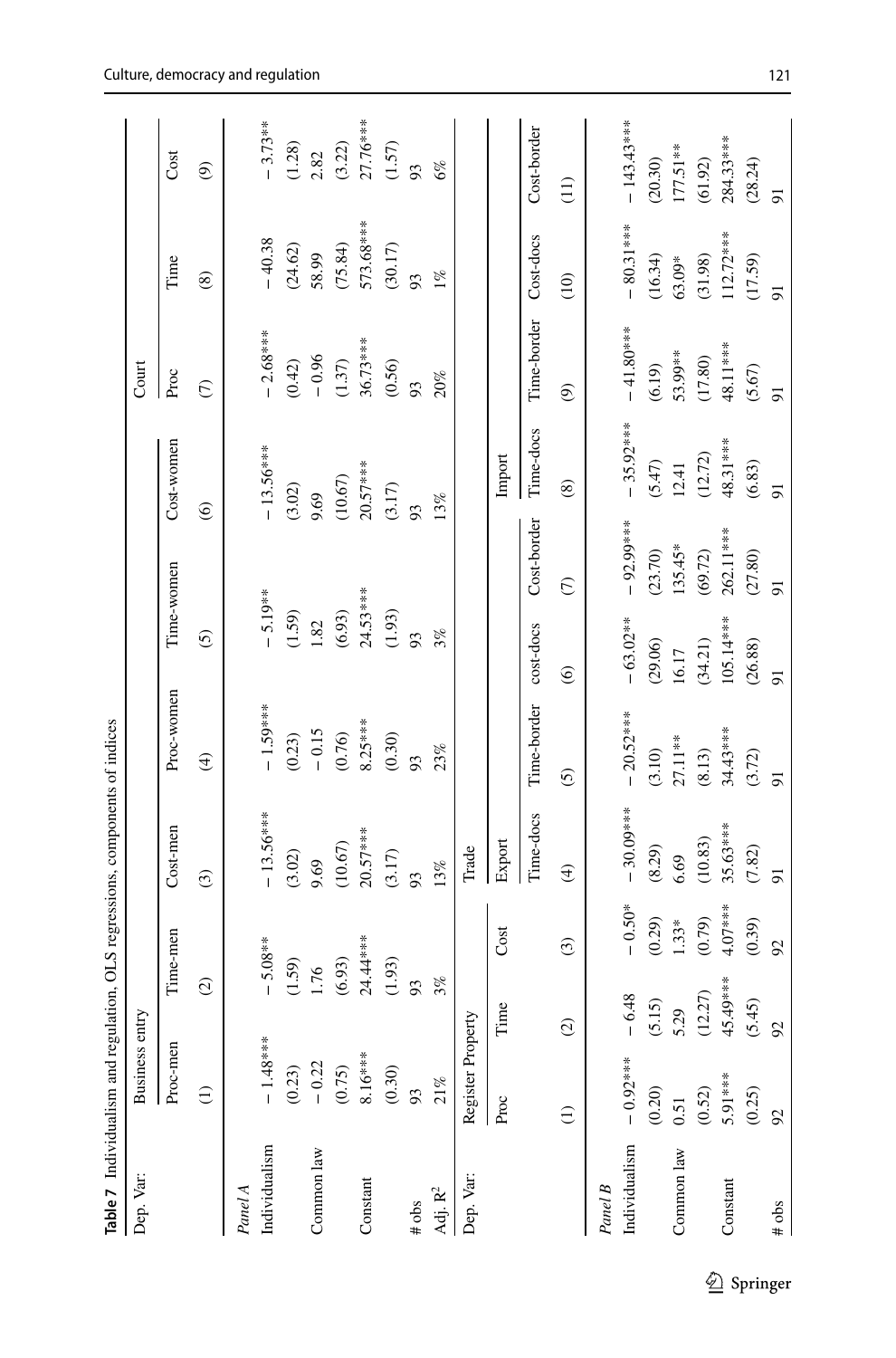**Table 7** Individualism and regulation, OLS regressions, components of indices

| Dep. Var: | Business entry | | | | | | Court | | |
|---|---|---|---|---|---|---|---|---|---|
| | Proc-men | Time-men | Cost-men | Proc-women | Time-women | Cost-women | Proc | Time | Cost |
| | (1) | (2) | (3) | (4) | (5) | (6) | (7) | (8) | (9) |
| *Panel A* | | | | | | | | | |
| Individualism | − 1.48*** | − 5.08** | − 13.56*** | − 1.59*** | − 5.19** | − 13.56*** | − 2.68*** | − 40.38 | − 3.73** |
| | (0.23) | (1.59) | (3.02) | (0.23) | (1.59) | (3.02) | (0.42) | (24.62) | (1.28) |
| Common law | − 0.22 | 1.76 | 9.69 | − 0.15 | 1.82 | 9.69 | − 0.96 | 58.99 | 2.82 |
| | (0.75) | (6.93) | (10.67) | (0.76) | (6.93) | (10.67) | (1.37) | (75.84) | (3.22) |
| Constant | 8.16*** | 24.44*** | 20.57*** | 8.25*** | 24.53*** | 20.57*** | 36.73*** | 573.68*** | 27.76*** |
| | (0.30) | (1.93) | (3.17) | (0.30) | (1.93) | (3.17) | (0.56) | (30.17) | (1.57) |
| # obs | 93 | 93 | 93 | 93 | 93 | 93 | 93 | 93 | 93 |
| Adj. $R^2$ | 21% | 3% | 13% | 23% | 3% | 13% | 20% | 1% | 6% |

| Dep. Var: | Register Property | | | Trade | | | | | | | |
|---|---|---|---|---|---|---|---|---|---|---|---|
| | | | | Export | | | | Import | | | |
| | Proc | Time | Cost | Time-docs | Time-border | cost-docs | Cost-border | Time-docs | Time-border | Cost-docs | Cost-border |
| | (1) | (2) | (3) | (4) | (5) | (6) | (7) | (8) | (9) | (10) | (11) |
| *Panel B* | | | | | | | | | | | |
| Individualism | − 0.92*** | − 6.48 | − 0.50* | − 30.09*** | − 20.52*** | − 63.02** | − 92.99*** | − 35.92*** | − 41.80*** | − 80.31*** | − 143.43*** |
| | (0.20) | (5.15) | (0.29) | (8.29) | (3.10) | (29.06) | (23.70) | (5.47) | (6.19) | (16.34) | (20.30) |
| Common law | 0.51 | 5.29 | 1.33* | 6.69 | 27.11** | 16.17 | 135.45* | 12.41 | 53.99** | 63.09* | 177.51** |
| | (0.52) | (12.27) | (0.79) | (10.83) | (8.13) | (34.21) | (69.72) | (12.72) | (17.80) | (31.98) | (61.92) |
| Constant | 5.91*** | 45.49*** | 4.07*** | 35.63*** | 34.43*** | 105.14*** | 262.11*** | 48.31*** | 48.11*** | 112.72*** | 284.33*** |
| | (0.25) | (5.45) | (0.39) | (7.82) | (3.72) | (26.88) | (27.80) | (6.83) | (5.67) | (17.59) | (28.24) |
| # obs | 92 | 92 | 92 | 91 | 91 | 91 | 91 | 91 | 91 | 91 | 91 |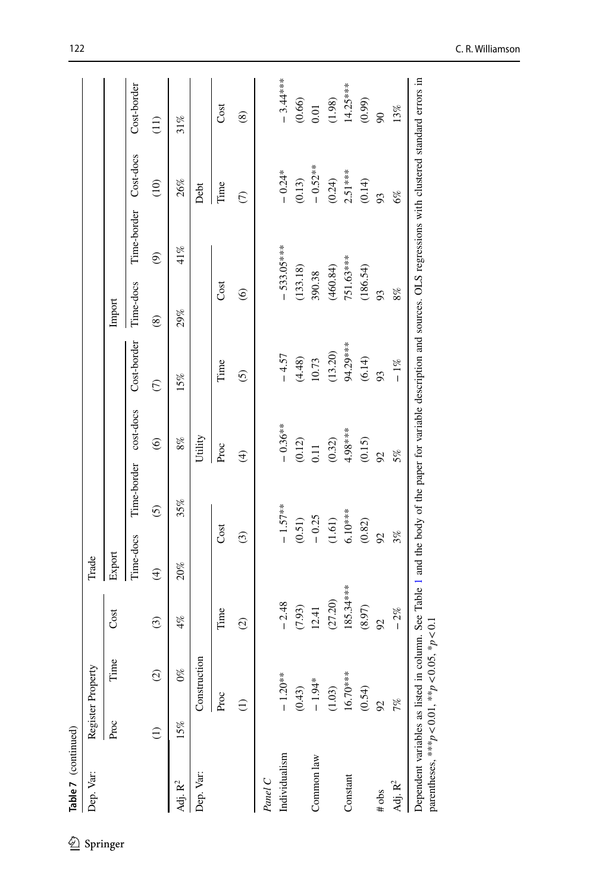Table 7 (continued)

| Dep. Var: | Register Property | | | Trade | | | | | | | |
|---|---|---|---|---|---|---|---|---|---|---|---|
| | Proc | Time | Cost | Export | | | | Import | | | |
| | | | | Time-docs | Time-border | cost-docs | Cost-border | Time-docs | Time-border | Cost-docs | Cost-border |
| | (1) | (2) | (3) | (4) | (5) | (6) | (7) | (8) | (9) | (10) | (11) |
| Adj. $R^2$ | 15% | 0% | 4% | 20% | 35% | 8% | 15% | 29% | 41% | 26% | 31% |

| Dep. Var: | Construction | | | Utility | | | Debt | |
|---|---|---|---|---|---|---|---|---|
| | Proc | Time | Cost | Proc | Time | Cost | Time | Cost |
| | (1) | (2) | (3) | (4) | (5) | (6) | (7) | (8) |
| *Panel C* | | | | | | | | |
| Individualism | − 1.20** | − 2.48 | − 1.57** | − 0.36** | − 4.57 | − 533.05*** | − 0.24* | − 3.44*** |
| | (0.43) | (7.93) | (0.51) | (0.12) | (4.48) | (133.18) | (0.13) | (0.66) |
| Common law | − 1.94* | 12.41 | − 0.25 | 0.11 | 10.73 | 390.38 | − 0.52** | 0.01 |
| | (1.03) | (27.20) | (1.61) | (0.32) | (13.20) | (460.84) | (0.24) | (1.98) |
| Constant | 16.70*** | 185.34*** | 6.10*** | 4.98*** | 94.29*** | 751.63*** | 2.51*** | 14.25*** |
| | (0.54) | (8.97) | (0.82) | (0.15) | (6.14) | (186.54) | (0.14) | (0.99) |
| # obs | 92 | 92 | 92 | 92 | 93 | 93 | 93 | 90 |
| Adj. $R^2$ | 7% | − 2% | 3% | 5% | − 1% | 8% | 6% | 13% |

Dependent variables as listed in column. See Table 1 and the body of the paper for variable description and sources. OLS regressions with clustered standard errors in parentheses, ***$p<0.01$, **$p<0.05$, *$p<0.1$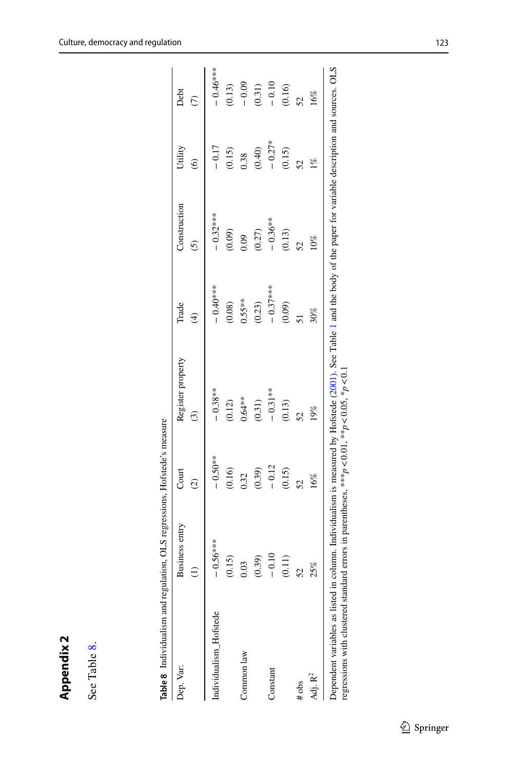## Appendix 2

See Table 8.

**Table 8** Individualism and regulation, OLS regressions, Hofstede's measure

| Dep. Var: | Business entry | Court | Register property | Trade | Construction | Utility | Debt |
|---|---|---|---|---|---|---|---|
| | (1) | (2) | (3) | (4) | (5) | (6) | (7) |
| Individualism_Hofstede | − 0.56*** | − 0.50** | − 0.38** | − 0.40*** | − 0.32*** | − 0.17 | − 0.46*** |
| | (0.15) | (0.16) | (0.12) | (0.08) | (0.09) | (0.15) | (0.13) |
| Common law | 0.03 | 0.32 | 0.64** | 0.55** | 0.09 | 0.38 | − 0.09 |
| | (0.39) | (0.39) | (0.31) | (0.23) | (0.27) | (0.40) | (0.31) |
| Constant | − 0.10 | − 0.12 | − 0.31** | − 0.37*** | − 0.36** | − 0.27* | − 0.10 |
| | (0.11) | (0.15) | (0.13) | (0.09) | (0.13) | (0.15) | (0.16) |
| # obs | 52 | 52 | 52 | 51 | 52 | 52 | 52 |
| Adj. $R^2$ | 25% | 16% | 19% | 30% | 10% | 1% | 16% |

Dependent variables as listed in column. Individualism is measured by Hofstede (2001). See Table 1 and the body of the paper for variable description and sources. OLS regressions with clustered standard errors in parentheses, ***$p<0.01$, **$p<0.05$, *$p<0.1$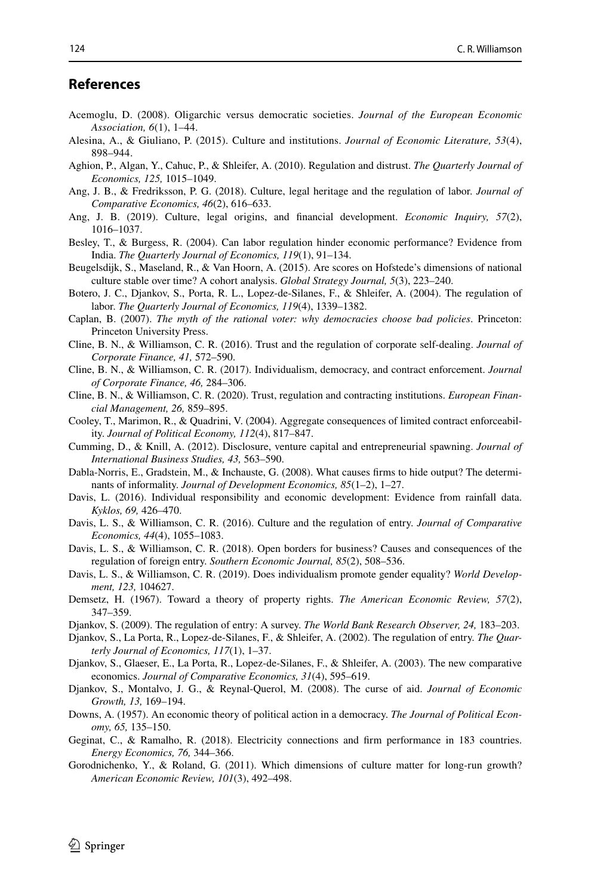## References

Acemoglu, D. (2008). Oligarchic versus democratic societies. *Journal of the European Economic Association, 6*(1), 1–44.

Alesina, A., & Giuliano, P. (2015). Culture and institutions. *Journal of Economic Literature, 53*(4), 898–944.

Aghion, P., Algan, Y., Cahuc, P., & Shleifer, A. (2010). Regulation and distrust. *The Quarterly Journal of Economics, 125,* 1015–1049.

Ang, J. B., & Fredriksson, P. G. (2018). Culture, legal heritage and the regulation of labor. *Journal of Comparative Economics, 46*(2), 616–633.

Ang, J. B. (2019). Culture, legal origins, and financial development. *Economic Inquiry, 57*(2), 1016–1037.

Besley, T., & Burgess, R. (2004). Can labor regulation hinder economic performance? Evidence from India. *The Quarterly Journal of Economics, 119*(1), 91–134.

Beugelsdijk, S., Maseland, R., & Van Hoorn, A. (2015). Are scores on Hofstede's dimensions of national culture stable over time? A cohort analysis. *Global Strategy Journal, 5*(3), 223–240.

Botero, J. C., Djankov, S., Porta, R. L., Lopez-de-Silanes, F., & Shleifer, A. (2004). The regulation of labor. *The Quarterly Journal of Economics, 119*(4), 1339–1382.

Caplan, B. (2007). *The myth of the rational voter: why democracies choose bad policies*. Princeton: Princeton University Press.

Cline, B. N., & Williamson, C. R. (2016). Trust and the regulation of corporate self-dealing. *Journal of Corporate Finance, 41,* 572–590.

Cline, B. N., & Williamson, C. R. (2017). Individualism, democracy, and contract enforcement. *Journal of Corporate Finance, 46,* 284–306.

Cline, B. N., & Williamson, C. R. (2020). Trust, regulation and contracting institutions. *European Financial Management, 26,* 859–895.

Cooley, T., Marimon, R., & Quadrini, V. (2004). Aggregate consequences of limited contract enforceability. *Journal of Political Economy, 112*(4), 817–847.

Cumming, D., & Knill, A. (2012). Disclosure, venture capital and entrepreneurial spawning. *Journal of International Business Studies, 43,* 563–590.

Dabla-Norris, E., Gradstein, M., & Inchauste, G. (2008). What causes firms to hide output? The determinants of informality. *Journal of Development Economics, 85*(1–2), 1–27.

Davis, L. (2016). Individual responsibility and economic development: Evidence from rainfall data. *Kyklos, 69,* 426–470.

Davis, L. S., & Williamson, C. R. (2016). Culture and the regulation of entry. *Journal of Comparative Economics, 44*(4), 1055–1083.

Davis, L. S., & Williamson, C. R. (2018). Open borders for business? Causes and consequences of the regulation of foreign entry. *Southern Economic Journal, 85*(2), 508–536.

Davis, L. S., & Williamson, C. R. (2019). Does individualism promote gender equality? *World Development, 123,* 104627.

Demsetz, H. (1967). Toward a theory of property rights. *The American Economic Review, 57*(2), 347–359.

Djankov, S. (2009). The regulation of entry: A survey. *The World Bank Research Observer, 24,* 183–203.

Djankov, S., La Porta, R., Lopez-de-Silanes, F., & Shleifer, A. (2002). The regulation of entry. *The Quarterly Journal of Economics, 117*(1), 1–37.

Djankov, S., Glaeser, E., La Porta, R., Lopez-de-Silanes, F., & Shleifer, A. (2003). The new comparative economics. *Journal of Comparative Economics, 31*(4), 595–619.

Djankov, S., Montalvo, J. G., & Reynal-Querol, M. (2008). The curse of aid. *Journal of Economic Growth, 13,* 169–194.

Downs, A. (1957). An economic theory of political action in a democracy. *The Journal of Political Economy, 65,* 135–150.

Geginat, C., & Ramalho, R. (2018). Electricity connections and firm performance in 183 countries. *Energy Economics, 76,* 344–366.

Gorodnichenko, Y., & Roland, G. (2011). Which dimensions of culture matter for long-run growth? *American Economic Review, 101*(3), 492–498.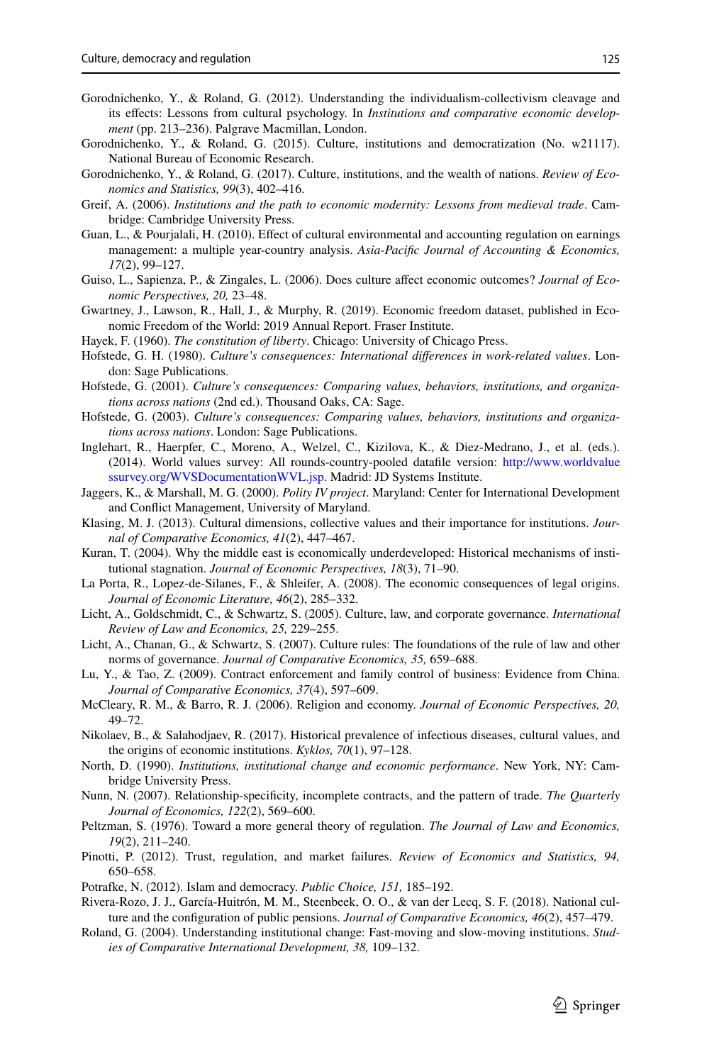Gorodnichenko, Y., & Roland, G. (2012). Understanding the individualism-collectivism cleavage and its effects: Lessons from cultural psychology. In *Institutions and comparative economic development* (pp. 213–236). Palgrave Macmillan, London.

Gorodnichenko, Y., & Roland, G. (2015). Culture, institutions and democratization (No. w21117). National Bureau of Economic Research.

Gorodnichenko, Y., & Roland, G. (2017). Culture, institutions, and the wealth of nations. *Review of Economics and Statistics, 99*(3), 402–416.

Greif, A. (2006). *Institutions and the path to economic modernity: Lessons from medieval trade*. Cambridge: Cambridge University Press.

Guan, L., & Pourjalali, H. (2010). Effect of cultural environmental and accounting regulation on earnings management: a multiple year-country analysis. *Asia-Pacific Journal of Accounting & Economics, 17*(2), 99–127.

Guiso, L., Sapienza, P., & Zingales, L. (2006). Does culture affect economic outcomes? *Journal of Economic Perspectives, 20,* 23–48.

Gwartney, J., Lawson, R., Hall, J., & Murphy, R. (2019). Economic freedom dataset, published in Economic Freedom of the World: 2019 Annual Report. Fraser Institute.

Hayek, F. (1960). *The constitution of liberty*. Chicago: University of Chicago Press.

Hofstede, G. H. (1980). *Culture's consequences: International differences in work-related values*. London: Sage Publications.

Hofstede, G. (2001). *Culture's consequences: Comparing values, behaviors, institutions, and organizations across nations* (2nd ed.). Thousand Oaks, CA: Sage.

Hofstede, G. (2003). *Culture's consequences: Comparing values, behaviors, institutions and organizations across nations*. London: Sage Publications.

Inglehart, R., Haerpfer, C., Moreno, A., Welzel, C., Kizilova, K., & Diez-Medrano, J., et al. (eds.). (2014). World values survey: All rounds-country-pooled datafile version: http://www.worldvaluessurvey.org/WVSDocumentationWVL.jsp. Madrid: JD Systems Institute.

Jaggers, K., & Marshall, M. G. (2000). *Polity IV project*. Maryland: Center for International Development and Conflict Management, University of Maryland.

Klasing, M. J. (2013). Cultural dimensions, collective values and their importance for institutions. *Journal of Comparative Economics, 41*(2), 447–467.

Kuran, T. (2004). Why the middle east is economically underdeveloped: Historical mechanisms of institutional stagnation. *Journal of Economic Perspectives, 18*(3), 71–90.

La Porta, R., Lopez-de-Silanes, F., & Shleifer, A. (2008). The economic consequences of legal origins. *Journal of Economic Literature, 46*(2), 285–332.

Licht, A., Goldschmidt, C., & Schwartz, S. (2005). Culture, law, and corporate governance. *International Review of Law and Economics, 25,* 229–255.

Licht, A., Chanan, G., & Schwartz, S. (2007). Culture rules: The foundations of the rule of law and other norms of governance. *Journal of Comparative Economics, 35,* 659–688.

Lu, Y., & Tao, Z. (2009). Contract enforcement and family control of business: Evidence from China. *Journal of Comparative Economics, 37*(4), 597–609.

McCleary, R. M., & Barro, R. J. (2006). Religion and economy. *Journal of Economic Perspectives, 20,* 49–72.

Nikolaev, B., & Salahodjaev, R. (2017). Historical prevalence of infectious diseases, cultural values, and the origins of economic institutions. *Kyklos, 70*(1), 97–128.

North, D. (1990). *Institutions, institutional change and economic performance*. New York, NY: Cambridge University Press.

Nunn, N. (2007). Relationship-specificity, incomplete contracts, and the pattern of trade. *The Quarterly Journal of Economics, 122*(2), 569–600.

Peltzman, S. (1976). Toward a more general theory of regulation. *The Journal of Law and Economics, 19*(2), 211–240.

Pinotti, P. (2012). Trust, regulation, and market failures. *Review of Economics and Statistics, 94,* 650–658.

Potrafke, N. (2012). Islam and democracy. *Public Choice, 151,* 185–192.

Rivera-Rozo, J. J., García-Huitrón, M. M., Steenbeek, O. O., & van der Lecq, S. F. (2018). National culture and the configuration of public pensions. *Journal of Comparative Economics, 46*(2), 457–479.

Roland, G. (2004). Understanding institutional change: Fast-moving and slow-moving institutions. *Studies of Comparative International Development, 38,* 109–132.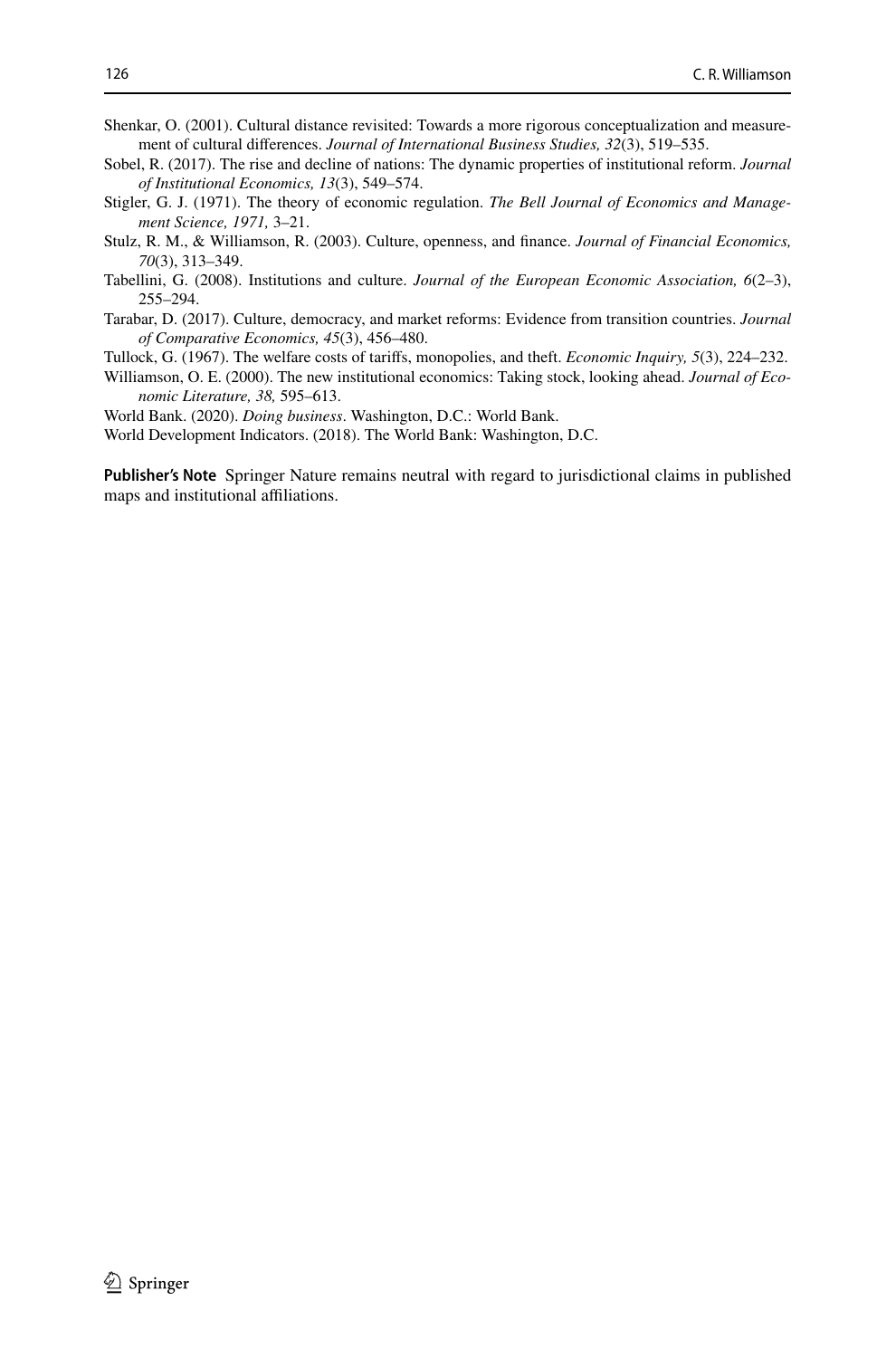Shenkar, O. (2001). Cultural distance revisited: Towards a more rigorous conceptualization and measurement of cultural differences. *Journal of International Business Studies, 32*(3), 519–535.

Sobel, R. (2017). The rise and decline of nations: The dynamic properties of institutional reform. *Journal of Institutional Economics, 13*(3), 549–574.

Stigler, G. J. (1971). The theory of economic regulation. *The Bell Journal of Economics and Management Science, 1971,* 3–21.

Stulz, R. M., & Williamson, R. (2003). Culture, openness, and finance. *Journal of Financial Economics, 70*(3), 313–349.

Tabellini, G. (2008). Institutions and culture. *Journal of the European Economic Association, 6*(2–3), 255–294.

Tarabar, D. (2017). Culture, democracy, and market reforms: Evidence from transition countries. *Journal of Comparative Economics, 45*(3), 456–480.

Tullock, G. (1967). The welfare costs of tariffs, monopolies, and theft. *Economic Inquiry, 5*(3), 224–232.

Williamson, O. E. (2000). The new institutional economics: Taking stock, looking ahead. *Journal of Economic Literature, 38,* 595–613.

World Bank. (2020). *Doing business*. Washington, D.C.: World Bank.

World Development Indicators. (2018). The World Bank: Washington, D.C.

**Publisher's Note** Springer Nature remains neutral with regard to jurisdictional claims in published maps and institutional affiliations.